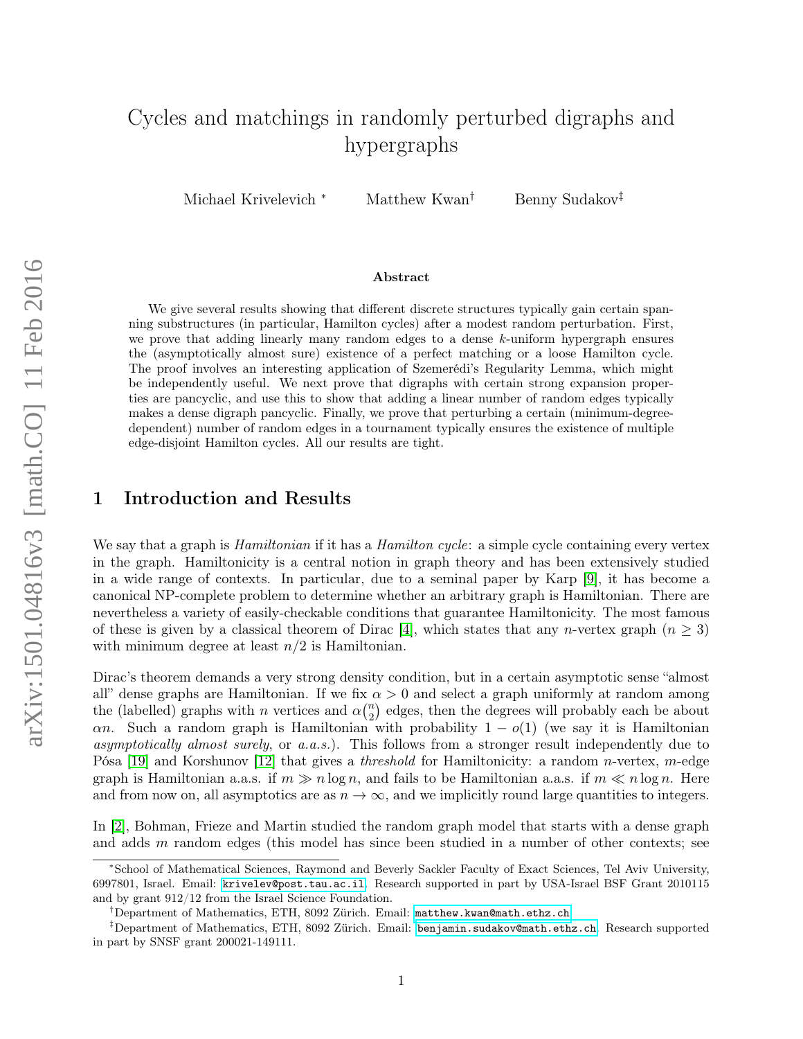# Cycles and matchings in randomly perturbed digraphs and hypergraphs

Michael Krivelevich [*] Matthew Kwan [†] Benny Sudakov [‡]

### Abstract

We give several results showing that different discrete structures typically gain certain spanning substructures (in particular, Hamilton cycles) after a modest random perturbation. First, we prove that adding linearly many random edges to a dense $k$-uniform hypergraph ensures the (asymptotically almost sure) existence of a perfect matching or a loose Hamilton cycle. The proof involves an interesting application of Szemerédi's Regularity Lemma, which might be independently useful. We next prove that digraphs with certain strong expansion properties are pancyclic, and use this to show that adding a linear number of random edges typically makes a dense digraph pancyclic. Finally, we prove that perturbing a certain (minimum-degree-dependent) number of random edges in a tournament typically ensures the existence of multiple edge-disjoint Hamilton cycles. All our results are tight.

## 1 Introduction and Results

We say that a graph is *Hamiltonian* if it has a *Hamilton cycle*: a simple cycle containing every vertex in the graph. Hamiltonicity is a central notion in graph theory and has been extensively studied in a wide range of contexts. In particular, due to a seminal paper by Karp [9], it has become a canonical NP-complete problem to determine whether an arbitrary graph is Hamiltonian. There are nevertheless a variety of easily-checkable conditions that guarantee Hamiltonicity. The most famous of these is given by a classical theorem of Dirac [4], which states that any $n$-vertex graph ($n \geq 3$) with minimum degree at least $n/2$ is Hamiltonian.

Dirac's theorem demands a very strong density condition, but in a certain asymptotic sense "almost all" dense graphs are Hamiltonian. If we fix $\alpha > 0$ and select a graph uniformly at random among the (labelled) graphs with $n$ vertices and $\alpha\binom{n}{2}$ edges, then the degrees will probably each be about $\alpha n$. Such a random graph is Hamiltonian with probability $1 - o(1)$ (we say it is Hamiltonian *asymptotically almost surely*, or *a.a.s.*). This follows from a stronger result independently due to Pósa [19] and Korshunov [12] that gives a *threshold* for Hamiltonicity: a random $n$-vertex, $m$-edge graph is Hamiltonian a.a.s. if $m \gg n \log n$, and fails to be Hamiltonian a.a.s. if $m \ll n \log n$. Here and from now on, all asymptotics are as $n \to \infty$, and we implicitly round large quantities to integers.

In [2], Bohman, Frieze and Martin studied the random graph model that starts with a dense graph and adds $m$ random edges (this model has since been studied in a number of other contexts; see

[*] School of Mathematical Sciences, Raymond and Beverly Sackler Faculty of Exact Sciences, Tel Aviv University, 6997801, Israel. Email: krivelev@post.tau.ac.il. Research supported in part by USA-Israel BSF Grant 2010115 and by grant 912/12 from the Israel Science Foundation.

[†] Department of Mathematics, ETH, 8092 Zürich. Email: matthew.kwan@math.ethz.ch.

[‡] Department of Mathematics, ETH, 8092 Zürich. Email: benjamin.sudakov@math.ethz.ch. Research supported in part by SNSF grant 200021-149111.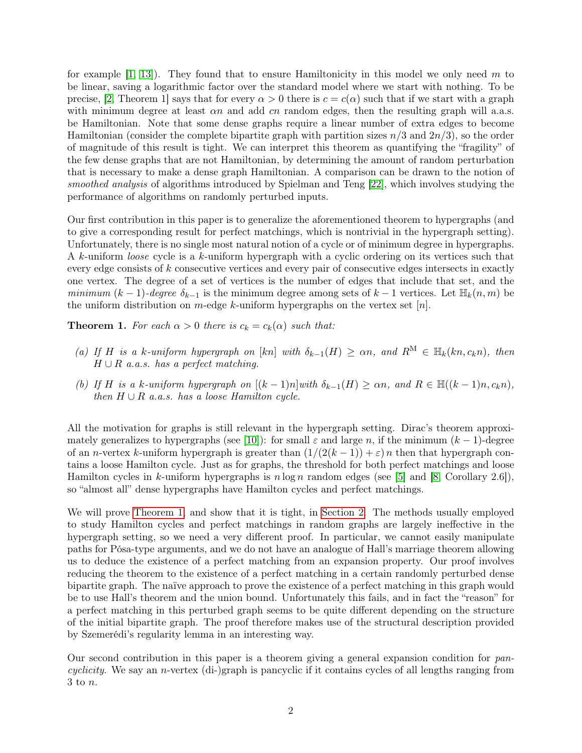for example [1, 13]). They found that to ensure Hamiltonicity in this model we only need $m$ to be linear, saving a logarithmic factor over the standard model where we start with nothing. To be precise, [2, Theorem 1] says that for every $\alpha > 0$ there is $c = c(\alpha)$ such that if we start with a graph with minimum degree at least $\alpha n$ and add $cn$ random edges, then the resulting graph will a.a.s. be Hamiltonian. Note that some dense graphs require a linear number of extra edges to become Hamiltonian (consider the complete bipartite graph with partition sizes $n/3$ and $2n/3$), so the order of magnitude of this result is tight. We can interpret this theorem as quantifying the "fragility" of the few dense graphs that are not Hamiltonian, by determining the amount of random perturbation that is necessary to make a dense graph Hamiltonian. A comparison can be drawn to the notion of *smoothed analysis* of algorithms introduced by Spielman and Teng [22], which involves studying the performance of algorithms on randomly perturbed inputs.

Our first contribution in this paper is to generalize the aforementioned theorem to hypergraphs (and to give a corresponding result for perfect matchings, which is nontrivial in the hypergraph setting). Unfortunately, there is no single most natural notion of a cycle or of minimum degree in hypergraphs. A $k$-uniform *loose* cycle is a $k$-uniform hypergraph with a cyclic ordering on its vertices such that every edge consists of $k$ consecutive vertices and every pair of consecutive edges intersects in exactly one vertex. The degree of a set of vertices is the number of edges that include that set, and the *minimum* $(k-1)$*-degree* $\delta_{k-1}$ is the minimum degree among sets of $k-1$ vertices. Let $\mathbb{H}_k(n, m)$ be the uniform distribution on $m$-edge $k$-uniform hypergraphs on the vertex set $[n]$.

**Theorem 1.** *For each $\alpha > 0$ there is $c_k = c_k(\alpha)$ such that:*

*(a) If $H$ is a $k$-uniform hypergraph on $[kn]$ with $\delta_{k-1}(H) \geq \alpha n$, and $R^{\mathrm{M}} \in \mathbb{H}_k(kn, c_k n)$, then $H \cup R$ a.a.s. has a perfect matching.*

*(b) If $H$ is a $k$-uniform hypergraph on $[(k-1)n]$with $\delta_{k-1}(H) \geq \alpha n$, and $R \in \mathbb{H}((k-1)n, c_k n)$, then $H \cup R$ a.a.s. has a loose Hamilton cycle.*

All the motivation for graphs is still relevant in the hypergraph setting. Dirac's theorem approximately generalizes to hypergraphs (see [10]): for small $\varepsilon$ and large $n$, if the minimum $(k-1)$-degree of an $n$-vertex $k$-uniform hypergraph is greater than $(1/(2(k-1)) + \varepsilon)\, n$ then that hypergraph contains a loose Hamilton cycle. Just as for graphs, the threshold for both perfect matchings and loose Hamilton cycles in $k$-uniform hypergraphs is $n \log n$ random edges (see [5] and [8, Corollary 2.6]), so "almost all" dense hypergraphs have Hamilton cycles and perfect matchings.

We will prove Theorem 1, and show that it is tight, in Section 2. The methods usually employed to study Hamilton cycles and perfect matchings in random graphs are largely ineffective in the hypergraph setting, so we need a very different proof. In particular, we cannot easily manipulate paths for Pósa-type arguments, and we do not have an analogue of Hall's marriage theorem allowing us to deduce the existence of a perfect matching from an expansion property. Our proof involves reducing the theorem to the existence of a perfect matching in a certain randomly perturbed dense bipartite graph. The naïve approach to prove the existence of a perfect matching in this graph would be to use Hall's theorem and the union bound. Unfortunately this fails, and in fact the "reason" for a perfect matching in this perturbed graph seems to be quite different depending on the structure of the initial bipartite graph. The proof therefore makes use of the structural description provided by Szemerédi's regularity lemma in an interesting way.

Our second contribution in this paper is a theorem giving a general expansion condition for *pancyclicity*. We say an $n$-vertex (di-)graph is pancyclic if it contains cycles of all lengths ranging from 3 to $n$.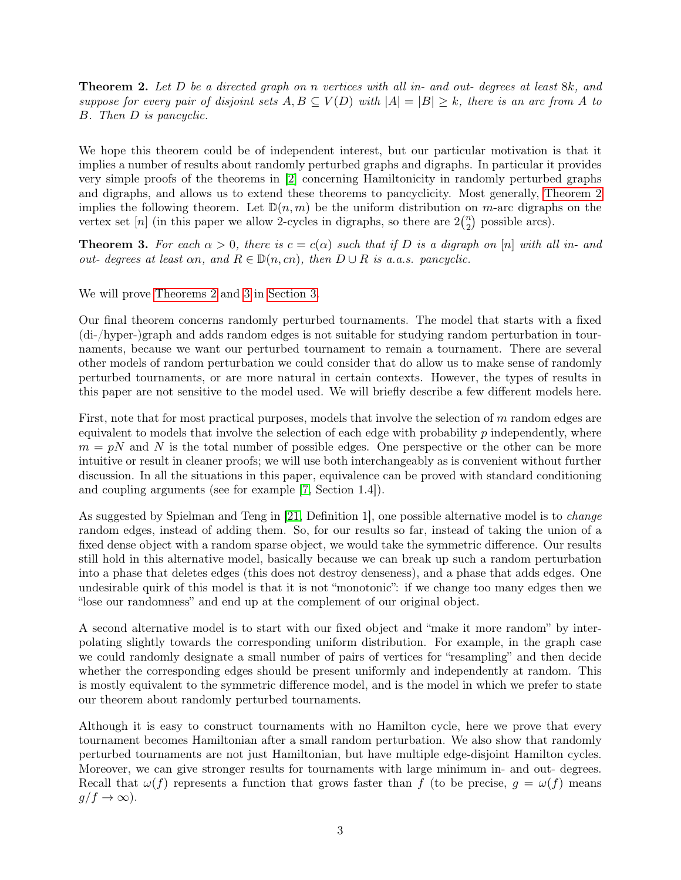**Theorem 2.** *Let $D$ be a directed graph on $n$ vertices with all in- and out- degrees at least $8k$, and suppose for every pair of disjoint sets $A, B \subseteq V(D)$ with $|A| = |B| \geq k$, there is an arc from $A$ to $B$. Then $D$ is pancyclic.*

We hope this theorem could be of independent interest, but our particular motivation is that it implies a number of results about randomly perturbed graphs and digraphs. In particular it provides very simple proofs of the theorems in [2] concerning Hamiltonicity in randomly perturbed graphs and digraphs, and allows us to extend these theorems to pancyclicity. Most generally, Theorem 2 implies the following theorem. Let $\mathbb{D}(n, m)$ be the uniform distribution on $m$-arc digraphs on the vertex set $[n]$ (in this paper we allow 2-cycles in digraphs, so there are $2\binom{n}{2}$ possible arcs).

**Theorem 3.** *For each $\alpha > 0$, there is $c = c(\alpha)$ such that if $D$ is a digraph on $[n]$ with all in- and out- degrees at least $\alpha n$, and $R \in \mathbb{D}(n, cn)$, then $D \cup R$ is a.a.s. pancyclic.*

We will prove Theorems 2 and 3 in Section 3.

Our final theorem concerns randomly perturbed tournaments. The model that starts with a fixed (di-/hyper-)graph and adds random edges is not suitable for studying random perturbation in tournaments, because we want our perturbed tournament to remain a tournament. There are several other models of random perturbation we could consider that do allow us to make sense of randomly perturbed tournaments, or are more natural in certain contexts. However, the types of results in this paper are not sensitive to the model used. We will briefly describe a few different models here.

First, note that for most practical purposes, models that involve the selection of $m$ random edges are equivalent to models that involve the selection of each edge with probability $p$ independently, where $m = pN$ and $N$ is the total number of possible edges. One perspective or the other can be more intuitive or result in cleaner proofs; we will use both interchangeably as is convenient without further discussion. In all the situations in this paper, equivalence can be proved with standard conditioning and coupling arguments (see for example [7, Section 1.4]).

As suggested by Spielman and Teng in [21, Definition 1], one possible alternative model is to *change* random edges, instead of adding them. So, for our results so far, instead of taking the union of a fixed dense object with a random sparse object, we would take the symmetric difference. Our results still hold in this alternative model, basically because we can break up such a random perturbation into a phase that deletes edges (this does not destroy denseness), and a phase that adds edges. One undesirable quirk of this model is that it is not "monotonic": if we change too many edges then we "lose our randomness" and end up at the complement of our original object.

A second alternative model is to start with our fixed object and "make it more random" by interpolating slightly towards the corresponding uniform distribution. For example, in the graph case we could randomly designate a small number of pairs of vertices for "resampling" and then decide whether the corresponding edges should be present uniformly and independently at random. This is mostly equivalent to the symmetric difference model, and is the model in which we prefer to state our theorem about randomly perturbed tournaments.

Although it is easy to construct tournaments with no Hamilton cycle, here we prove that every tournament becomes Hamiltonian after a small random perturbation. We also show that randomly perturbed tournaments are not just Hamiltonian, but have multiple edge-disjoint Hamilton cycles. Moreover, we can give stronger results for tournaments with large minimum in- and out- degrees. Recall that $\omega(f)$ represents a function that grows faster than $f$ (to be precise, $g = \omega(f)$ means $g/f \to \infty$).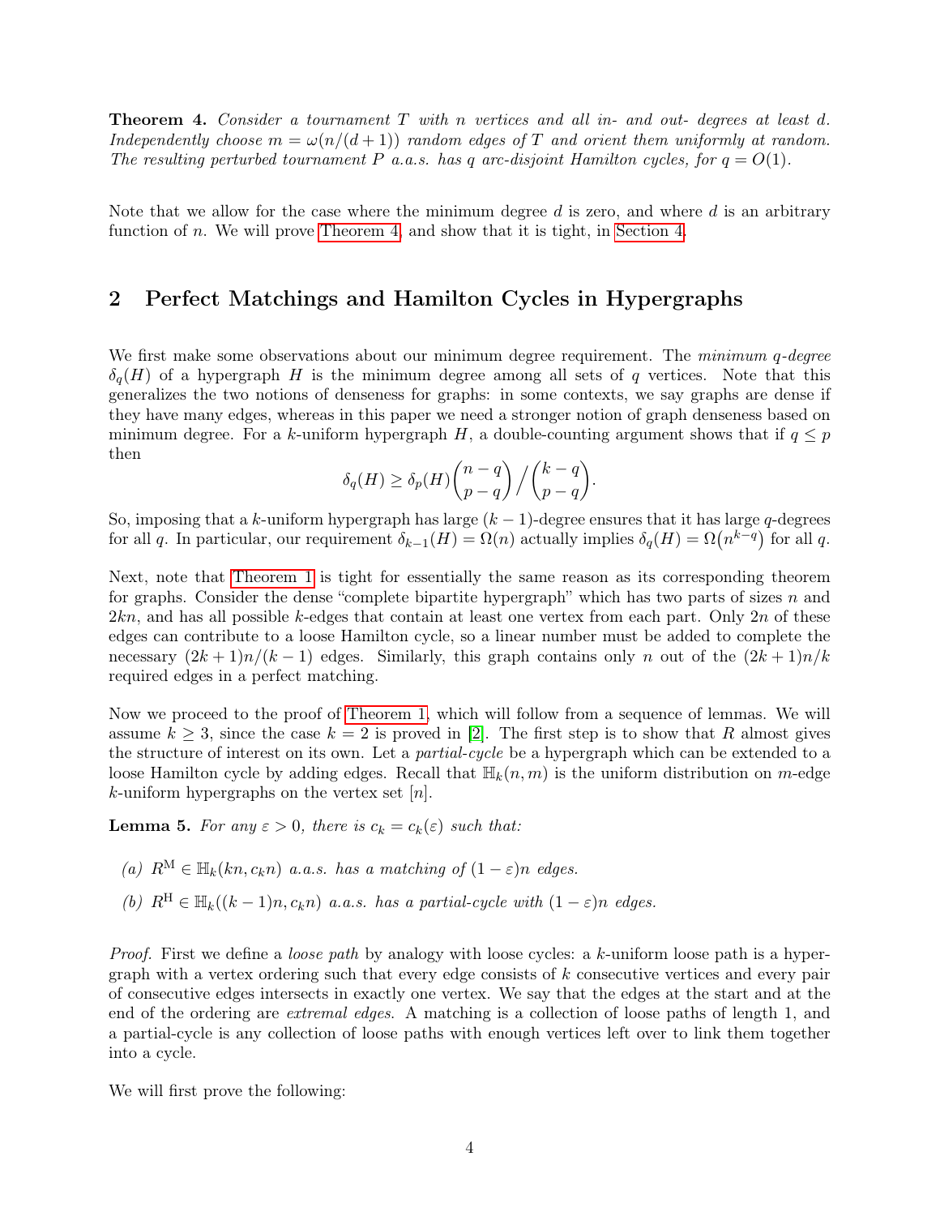**Theorem 4.** *Consider a tournament $T$ with $n$ vertices and all in- and out- degrees at least $d$. Independently choose $m = \omega(n/(d+1))$ random edges of $T$ and orient them uniformly at random. The resulting perturbed tournament $P$ a.a.s. has $q$ arc-disjoint Hamilton cycles, for $q = O(1)$.*

Note that we allow for the case where the minimum degree $d$ is zero, and where $d$ is an arbitrary function of $n$. We will prove Theorem 4, and show that it is tight, in Section 4.

## 2 Perfect Matchings and Hamilton Cycles in Hypergraphs

We first make some observations about our minimum degree requirement. The *minimum $q$-degree* $\delta_q(H)$ of a hypergraph $H$ is the minimum degree among all sets of $q$ vertices. Note that this generalizes the two notions of denseness for graphs: in some contexts, we say graphs are dense if they have many edges, whereas in this paper we need a stronger notion of graph denseness based on minimum degree. For a $k$-uniform hypergraph $H$, a double-counting argument shows that if $q \le p$ then

$$\delta_q(H) \ge \delta_p(H)\binom{n-q}{p-q} \Big/ \binom{k-q}{p-q}.$$

So, imposing that a $k$-uniform hypergraph has large $(k-1)$-degree ensures that it has large $q$-degrees for all $q$. In particular, our requirement $\delta_{k-1}(H) = \Omega(n)$ actually implies $\delta_q(H) = \Omega\big(n^{k-q}\big)$ for all $q$.

Next, note that Theorem 1 is tight for essentially the same reason as its corresponding theorem for graphs. Consider the dense "complete bipartite hypergraph" which has two parts of sizes $n$ and $2kn$, and has all possible $k$-edges that contain at least one vertex from each part. Only $2n$ of these edges can contribute to a loose Hamilton cycle, so a linear number must be added to complete the necessary $(2k+1)n/(k-1)$ edges. Similarly, this graph contains only $n$ out of the $(2k+1)n/k$ required edges in a perfect matching.

Now we proceed to the proof of Theorem 1, which will follow from a sequence of lemmas. We will assume $k \ge 3$, since the case $k = 2$ is proved in [2]. The first step is to show that $R$ almost gives the structure of interest on its own. Let a *partial-cycle* be a hypergraph which can be extended to a loose Hamilton cycle by adding edges. Recall that $\mathbb{H}_k(n, m)$ is the uniform distribution on $m$-edge $k$-uniform hypergraphs on the vertex set $[n]$.

**Lemma 5.** *For any $\varepsilon > 0$, there is $c_k = c_k(\varepsilon)$ such that:*

*(a) $R^{\mathrm{M}} \in \mathbb{H}_k(kn, c_k n)$ a.a.s. has a matching of $(1-\varepsilon)n$ edges.*

*(b) $R^{\mathrm{H}} \in \mathbb{H}_k((k-1)n, c_k n)$ a.a.s. has a partial-cycle with $(1-\varepsilon)n$ edges.*

*Proof.* First we define a *loose path* by analogy with loose cycles: a $k$-uniform loose path is a hypergraph with a vertex ordering such that every edge consists of $k$ consecutive vertices and every pair of consecutive edges intersects in exactly one vertex. We say that the edges at the start and at the end of the ordering are *extremal edges*. A matching is a collection of loose paths of length 1, and a partial-cycle is any collection of loose paths with enough vertices left over to link them together into a cycle.

We will first prove the following: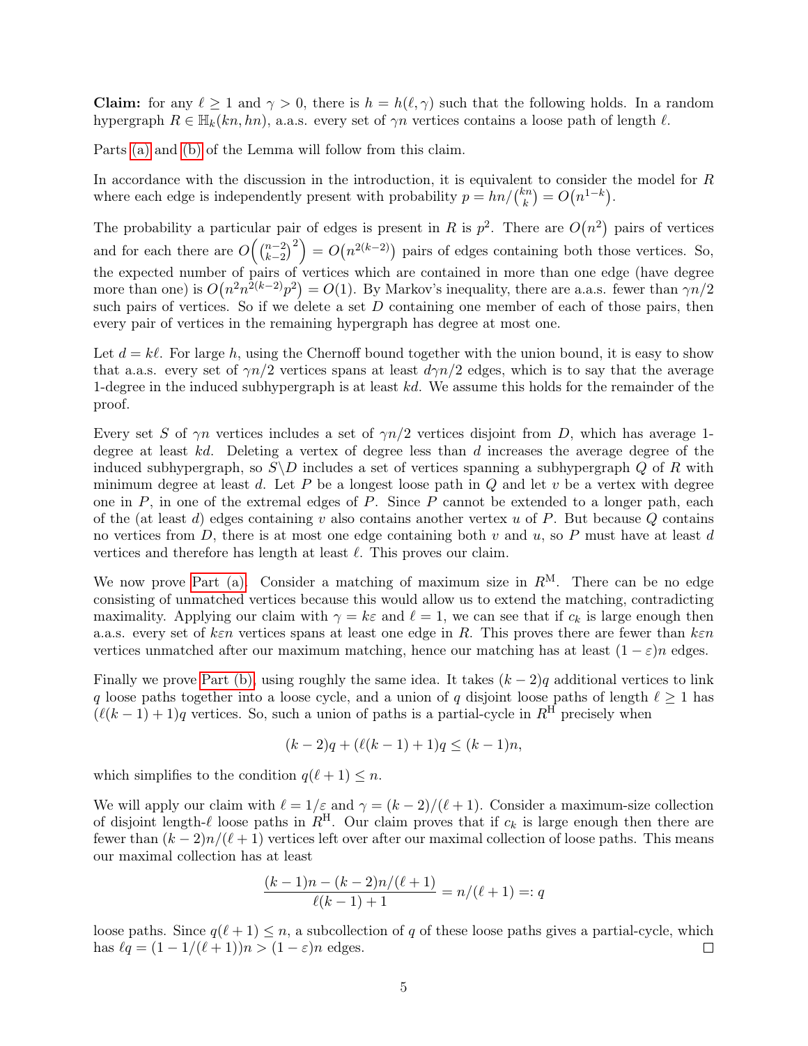**Claim:** for any $\ell \geq 1$ and $\gamma > 0$, there is $h = h(\ell, \gamma)$ such that the following holds. In a random hypergraph $R \in \mathbb{H}_k(kn, hn)$, a.a.s. every set of $\gamma n$ vertices contains a loose path of length $\ell$.

Parts (a) and (b) of the Lemma will follow from this claim.

In accordance with the discussion in the introduction, it is equivalent to consider the model for $R$ where each edge is independently present with probability $p = hn/\binom{kn}{k} = O\big(n^{1-k}\big)$.

The probability a particular pair of edges is present in $R$ is $p^2$. There are $O\big(n^2\big)$ pairs of vertices and for each there are $O\Big(\binom{n-2}{k-2}^2\Big) = O\big(n^{2(k-2)}\big)$ pairs of edges containing both those vertices. So, the expected number of pairs of vertices which are contained in more than one edge (have degree more than one) is $O\big(n^2 n^{2(k-2)} p^2\big) = O(1)$. By Markov's inequality, there are a.a.s. fewer than $\gamma n/2$ such pairs of vertices. So if we delete a set $D$ containing one member of each of those pairs, then every pair of vertices in the remaining hypergraph has degree at most one.

Let $d = k\ell$. For large $h$, using the Chernoff bound together with the union bound, it is easy to show that a.a.s. every set of $\gamma n/2$ vertices spans at least $d\gamma n/2$ edges, which is to say that the average 1-degree in the induced subhypergraph is at least $kd$. We assume this holds for the remainder of the proof.

Every set $S$ of $\gamma n$ vertices includes a set of $\gamma n/2$ vertices disjoint from $D$, which has average 1-degree at least $kd$. Deleting a vertex of degree less than $d$ increases the average degree of the induced subhypergraph, so $S \backslash D$ includes a set of vertices spanning a subhypergraph $Q$ of $R$ with minimum degree at least $d$. Let $P$ be a longest loose path in $Q$ and let $v$ be a vertex with degree one in $P$, in one of the extremal edges of $P$. Since $P$ cannot be extended to a longer path, each of the (at least $d$) edges containing $v$ also contains another vertex $u$ of $P$. But because $Q$ contains no vertices from $D$, there is at most one edge containing both $v$ and $u$, so $P$ must have at least $d$ vertices and therefore has length at least $\ell$. This proves our claim.

We now prove Part (a). Consider a matching of maximum size in $R^{\mathrm{M}}$. There can be no edge consisting of unmatched vertices because this would allow us to extend the matching, contradicting maximality. Applying our claim with $\gamma = k\varepsilon$ and $\ell = 1$, we can see that if $c_k$ is large enough then a.a.s. every set of $k\varepsilon n$ vertices spans at least one edge in $R$. This proves there are fewer than $k\varepsilon n$ vertices unmatched after our maximum matching, hence our matching has at least $(1 - \varepsilon)n$ edges.

Finally we prove Part (b), using roughly the same idea. It takes $(k-2)q$ additional vertices to link $q$ loose paths together into a loose cycle, and a union of $q$ disjoint loose paths of length $\ell \geq 1$ has $(\ell(k-1)+1)q$ vertices. So, such a union of paths is a partial-cycle in $R^{\mathrm{H}}$ precisely when

$$(k-2)q + (\ell(k-1)+1)q \leq (k-1)n,$$

which simplifies to the condition $q(\ell + 1) \leq n$.

We will apply our claim with $\ell = 1/\varepsilon$ and $\gamma = (k-2)/(\ell+1)$. Consider a maximum-size collection of disjoint length-$\ell$ loose paths in $R^{\mathrm{H}}$. Our claim proves that if $c_k$ is large enough then there are fewer than $(k-2)n/(\ell+1)$ vertices left over after our maximal collection of loose paths. This means our maximal collection has at least

$$\frac{(k-1)n - (k-2)n/(\ell+1)}{\ell(k-1)+1} = n/(\ell+1) =: q$$

loose paths. Since $q(\ell+1) \leq n$, a subcollection of $q$ of these loose paths gives a partial-cycle, which has $\ell q = (1 - 1/(\ell+1))n > (1-\varepsilon)n$ edges. $\square$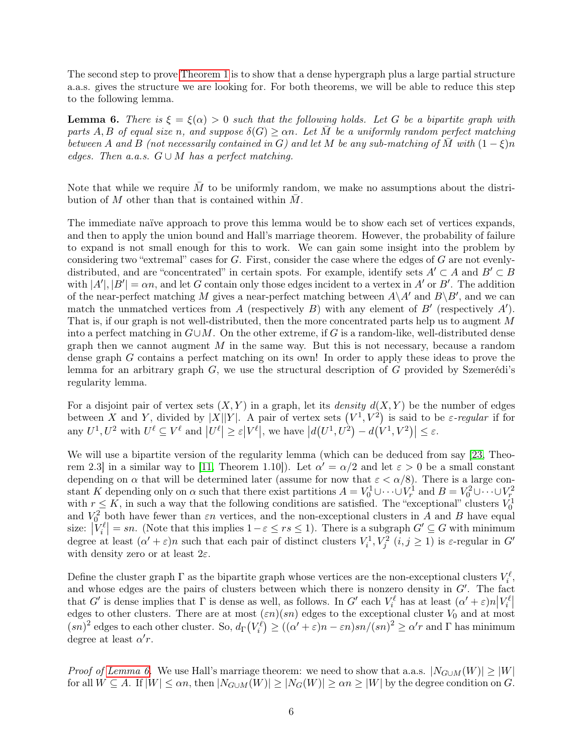The second step to prove Theorem 1 is to show that a dense hypergraph plus a large partial structure a.a.s. gives the structure we are looking for. For both theorems, we will be able to reduce this step to the following lemma.

**Lemma 6.** *There is $\xi = \xi(\alpha) > 0$ such that the following holds. Let $G$ be a bipartite graph with parts $A, B$ of equal size $n$, and suppose $\delta(G) \geq \alpha n$. Let $\bar{M}$ be a uniformly random perfect matching between $A$ and $B$ (not necessarily contained in $G$) and let $M$ be any sub-matching of $\bar{M}$ with $(1-\xi)n$ edges. Then a.a.s. $G \cup M$ has a perfect matching.*

Note that while we require $\bar{M}$ to be uniformly random, we make no assumptions about the distribution of $M$ other than that is contained within $\bar{M}$.

The immediate naïve approach to prove this lemma would be to show each set of vertices expands, and then to apply the union bound and Hall's marriage theorem. However, the probability of failure to expand is not small enough for this to work. We can gain some insight into the problem by considering two "extremal" cases for $G$. First, consider the case where the edges of $G$ are not evenly-distributed, and are "concentrated" in certain spots. For example, identify sets $A' \subset A$ and $B' \subset B$ with $|A'|, |B'| = \alpha n$, and let $G$ contain only those edges incident to a vertex in $A'$ or $B'$. The addition of the near-perfect matching $M$ gives a near-perfect matching between $A \backslash A'$ and $B \backslash B'$, and we can match the unmatched vertices from $A$ (respectively $B$) with any element of $B'$ (respectively $A'$). That is, if our graph is not well-distributed, then the more concentrated parts help us to augment $M$ into a perfect matching in $G \cup M$. On the other extreme, if $G$ is a random-like, well-distributed dense graph then we cannot augment $M$ in the same way. But this is not necessary, because a random dense graph $G$ contains a perfect matching on its own! In order to apply these ideas to prove the lemma for an arbitrary graph $G$, we use the structural description of $G$ provided by Szemerédi's regularity lemma.

For a disjoint pair of vertex sets $(X, Y)$ in a graph, let its *density* $d(X, Y)$ be the number of edges between $X$ and $Y$, divided by $|X||Y|$. A pair of vertex sets $(V^1, V^2)$ is said to be $\varepsilon$-*regular* if for any $U^1, U^2$ with $U^\ell \subseteq V^\ell$ and $|U^\ell| \geq \varepsilon |V^\ell|$, we have $|d(U^1, U^2) - d(V^1, V^2)| \leq \varepsilon$.

We will use a bipartite version of the regularity lemma (which can be deduced from say [23, Theorem 2.3] in a similar way to [11, Theorem 1.10]). Let $\alpha' = \alpha/2$ and let $\varepsilon > 0$ be a small constant depending on $\alpha$ that will be determined later (assume for now that $\varepsilon < \alpha/8$). There is a large constant $K$ depending only on $\alpha$ such that there exist partitions $A = V_0^1 \cup \cdots \cup V_r^1$ and $B = V_0^2 \cup \cdots \cup V_r^2$ with $r \leq K$, in such a way that the following conditions are satisfied. The "exceptional" clusters $V_0^1$ and $V_0^2$ both have fewer than $\varepsilon n$ vertices, and the non-exceptional clusters in $A$ and $B$ have equal size: $|V_i^\ell| = sn$. (Note that this implies $1 - \varepsilon \leq rs \leq 1$). There is a subgraph $G' \subseteq G$ with minimum degree at least $(\alpha' + \varepsilon)n$ such that each pair of distinct clusters $V_i^1, V_j^2$ $(i, j \geq 1)$ is $\varepsilon$-regular in $G'$ with density zero or at least $2\varepsilon$.

Define the cluster graph $\Gamma$ as the bipartite graph whose vertices are the non-exceptional clusters $V_i^\ell$, and whose edges are the pairs of clusters between which there is nonzero density in $G'$. The fact that $G'$ is dense implies that $\Gamma$ is dense as well, as follows. In $G'$ each $V_i^\ell$ has at least $(\alpha' + \varepsilon)n|V_i^\ell|$ edges to other clusters. There are at most $(\varepsilon n)(sn)$ edges to the exceptional cluster $V_0$ and at most $(sn)^2$ edges to each other cluster. So, $d_\Gamma(V_i^\ell) \geq ((\alpha' + \varepsilon)n - \varepsilon n)sn/(sn)^2 \geq \alpha' r$ and $\Gamma$ has minimum degree at least $\alpha' r$.

*Proof of Lemma 6.* We use Hall's marriage theorem: we need to show that a.a.s. $|N_{G \cup M}(W)| \geq |W|$ for all $W \subseteq A$. If $|W| \leq \alpha n$, then $|N_{G \cup M}(W)| \geq |N_G(W)| \geq \alpha n \geq |W|$ by the degree condition on $G$.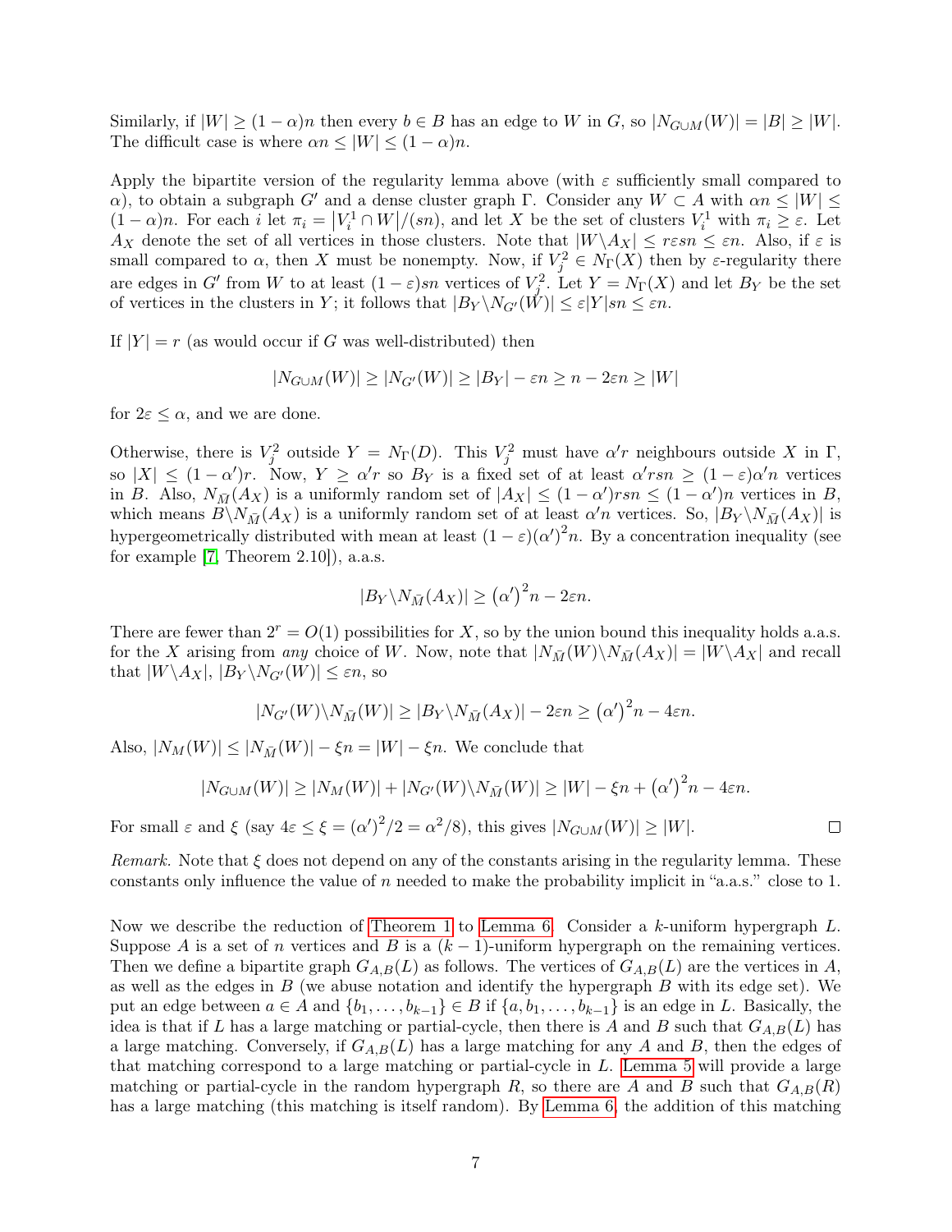Similarly, if $|W| \geq (1-\alpha)n$ then every $b \in B$ has an edge to $W$ in $G$, so $|N_{G \cup M}(W)| = |B| \geq |W|$. The difficult case is where $\alpha n \leq |W| \leq (1-\alpha)n$.

Apply the bipartite version of the regularity lemma above (with $\varepsilon$ sufficiently small compared to $\alpha$), to obtain a subgraph $G'$ and a dense cluster graph $\Gamma$. Consider any $W \subset A$ with $\alpha n \leq |W| \leq (1-\alpha)n$. For each $i$ let $\pi_i = |V_i^1 \cap W|/(sn)$, and let $X$ be the set of clusters $V_i^1$ with $\pi_i \geq \varepsilon$. Let $A_X$ denote the set of all vertices in those clusters. Note that $|W \backslash A_X| \leq r\varepsilon sn \leq \varepsilon n$. Also, if $\varepsilon$ is small compared to $\alpha$, then $X$ must be nonempty. Now, if $V_j^2 \in N_\Gamma(X)$ then by $\varepsilon$-regularity there are edges in $G'$ from $W$ to at least $(1-\varepsilon)sn$ vertices of $V_j^2$. Let $Y = N_\Gamma(X)$ and let $B_Y$ be the set of vertices in the clusters in $Y$; it follows that $|B_Y \backslash N_{G'}(W)| \leq \varepsilon |Y| sn \leq \varepsilon n$.

If $|Y| = r$ (as would occur if $G$ was well-distributed) then

$$|N_{G \cup M}(W)| \geq |N_{G'}(W)| \geq |B_Y| - \varepsilon n \geq n - 2\varepsilon n \geq |W|$$

for $2\varepsilon \leq \alpha$, and we are done.

Otherwise, there is $V_j^2$ outside $Y = N_\Gamma(D)$. This $V_j^2$ must have $\alpha' r$ neighbours outside $X$ in $\Gamma$, so $|X| \leq (1-\alpha')r$. Now, $Y \geq \alpha' r$ so $B_Y$ is a fixed set of at least $\alpha' rsn \geq (1-\varepsilon)\alpha' n$ vertices in $B$. Also, $N_{\tilde{M}}(A_X)$ is a uniformly random set of $|A_X| \leq (1-\alpha')rsn \leq (1-\alpha')n$ vertices in $B$, which means $B \backslash N_{\tilde{M}}(A_X)$ is a uniformly random set of at least $\alpha' n$ vertices. So, $|B_Y \backslash N_{\tilde{M}}(A_X)|$ is hypergeometrically distributed with mean at least $(1-\varepsilon)(\alpha')^2 n$. By a concentration inequality (see for example [7, Theorem 2.10]), a.a.s.

$$|B_Y \backslash N_{\tilde{M}}(A_X)| \geq (\alpha')^2 n - 2\varepsilon n.$$

There are fewer than $2^r = O(1)$ possibilities for $X$, so by the union bound this inequality holds a.a.s. for the $X$ arising from *any* choice of $W$. Now, note that $|N_{\tilde{M}}(W) \backslash N_{\tilde{M}}(A_X)| = |W \backslash A_X|$ and recall that $|W \backslash A_X|, |B_Y \backslash N_{G'}(W)| \leq \varepsilon n$, so

$$|N_{G'}(W) \backslash N_{\tilde{M}}(W)| \geq |B_Y \backslash N_{\tilde{M}}(A_X)| - 2\varepsilon n \geq (\alpha')^2 n - 4\varepsilon n.$$

Also, $|N_M(W)| \leq |N_{\tilde{M}}(W)| - \xi n = |W| - \xi n$. We conclude that

$$|N_{G \cup M}(W)| \geq |N_M(W)| + |N_{G'}(W) \backslash N_{\tilde{M}}(W)| \geq |W| - \xi n + (\alpha')^2 n - 4\varepsilon n.$$

For small $\varepsilon$ and $\xi$ (say $4\varepsilon \leq \xi = (\alpha')^2/2 = \alpha^2/8$), this gives $|N_{G \cup M}(W)| \geq |W|$. □

*Remark.* Note that $\xi$ does not depend on any of the constants arising in the regularity lemma. These constants only influence the value of $n$ needed to make the probability implicit in "a.a.s." close to 1.

Now we describe the reduction of Theorem 1 to Lemma 6. Consider a $k$-uniform hypergraph $L$. Suppose $A$ is a set of $n$ vertices and $B$ is a $(k-1)$-uniform hypergraph on the remaining vertices. Then we define a bipartite graph $G_{A,B}(L)$ as follows. The vertices of $G_{A,B}(L)$ are the vertices in $A$, as well as the edges in $B$ (we abuse notation and identify the hypergraph $B$ with its edge set). We put an edge between $a \in A$ and $\{b_1, \dots, b_{k-1}\} \in B$ if $\{a, b_1, \dots, b_{k-1}\}$ is an edge in $L$. Basically, the idea is that if $L$ has a large matching or partial-cycle, then there is $A$ and $B$ such that $G_{A,B}(L)$ has a large matching. Conversely, if $G_{A,B}(L)$ has a large matching for any $A$ and $B$, then the edges of that matching correspond to a large matching or partial-cycle in $L$. Lemma 5 will provide a large matching or partial-cycle in the random hypergraph $R$, so there are $A$ and $B$ such that $G_{A,B}(R)$ has a large matching (this matching is itself random). By Lemma 6, the addition of this matching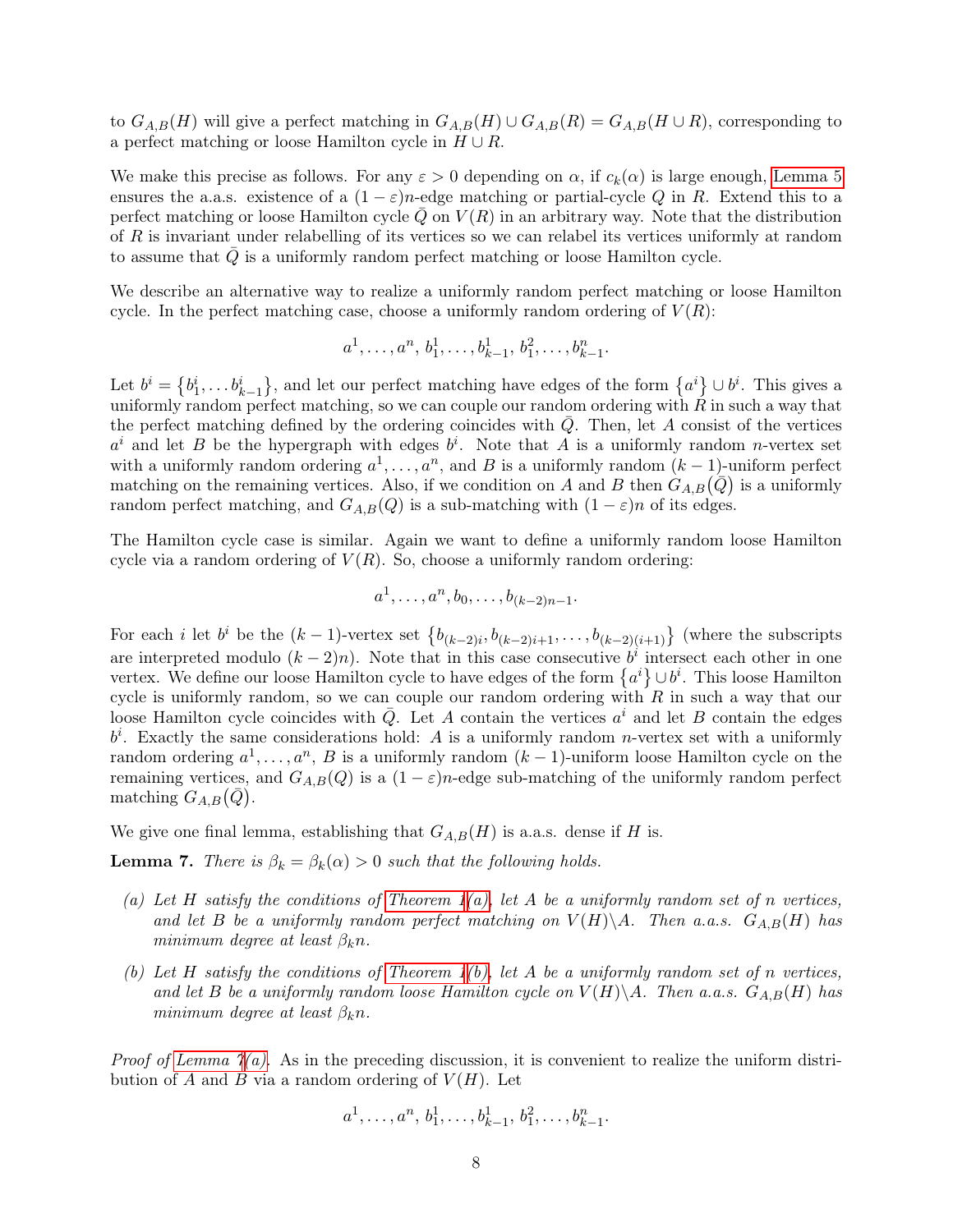to $G_{A,B}(H)$ will give a perfect matching in $G_{A,B}(H) \cup G_{A,B}(R) = G_{A,B}(H \cup R)$, corresponding to a perfect matching or loose Hamilton cycle in $H \cup R$.

We make this precise as follows. For any $\varepsilon > 0$ depending on $\alpha$, if $c_k(\alpha)$ is large enough, Lemma 5 ensures the a.a.s. existence of a $(1-\varepsilon)n$-edge matching or partial-cycle $Q$ in $R$. Extend this to a perfect matching or loose Hamilton cycle $\bar{Q}$ on $V(R)$ in an arbitrary way. Note that the distribution of $R$ is invariant under relabelling of its vertices so we can relabel its vertices uniformly at random to assume that $\bar{Q}$ is a uniformly random perfect matching or loose Hamilton cycle.

We describe an alternative way to realize a uniformly random perfect matching or loose Hamilton cycle. In the perfect matching case, choose a uniformly random ordering of $V(R)$:

$$a^1, \dots, a^n,\, b^1_1, \dots, b^1_{k-1},\, b^2_1, \dots, b^n_{k-1}.$$

Let $b^i = \{b^i_1, \dots b^i_{k-1}\}$, and let our perfect matching have edges of the form $\{a^i\} \cup b^i$. This gives a uniformly random perfect matching, so we can couple our random ordering with $R$ in such a way that the perfect matching defined by the ordering coincides with $\bar{Q}$. Then, let $A$ consist of the vertices $a^i$ and let $B$ be the hypergraph with edges $b^i$. Note that $A$ is a uniformly random $n$-vertex set with a uniformly random ordering $a^1, \dots, a^n$, and $B$ is a uniformly random $(k-1)$-uniform perfect matching on the remaining vertices. Also, if we condition on $A$ and $B$ then $G_{A,B}(\bar{Q})$ is a uniformly random perfect matching, and $G_{A,B}(Q)$ is a sub-matching with $(1-\varepsilon)n$ of its edges.

The Hamilton cycle case is similar. Again we want to define a uniformly random loose Hamilton cycle via a random ordering of $V(R)$. So, choose a uniformly random ordering:

$$a^1, \dots, a^n, b_0, \dots, b_{(k-2)n-1}.$$

For each $i$ let $b^i$ be the $(k-1)$-vertex set $\{b_{(k-2)i}, b_{(k-2)i+1}, \dots, b_{(k-2)(i+1)}\}$ (where the subscripts are interpreted modulo $(k-2)n$). Note that in this case consecutive $b^i$ intersect each other in one vertex. We define our loose Hamilton cycle to have edges of the form $\{a^i\} \cup b^i$. This loose Hamilton cycle is uniformly random, so we can couple our random ordering with $R$ in such a way that our loose Hamilton cycle coincides with $\bar{Q}$. Let $A$ contain the vertices $a^i$ and let $B$ contain the edges $b^i$. Exactly the same considerations hold: $A$ is a uniformly random $n$-vertex set with a uniformly random ordering $a^1, \dots, a^n$, $B$ is a uniformly random $(k-1)$-uniform loose Hamilton cycle on the remaining vertices, and $G_{A,B}(Q)$ is a $(1-\varepsilon)n$-edge sub-matching of the uniformly random perfect matching $G_{A,B}(\bar{Q})$.

We give one final lemma, establishing that $G_{A,B}(H)$ is a.a.s. dense if $H$ is.

**Lemma 7.** *There is $\beta_k = \beta_k(\alpha) > 0$ such that the following holds.*

*(a) Let $H$ satisfy the conditions of Theorem 1(a), let $A$ be a uniformly random set of $n$ vertices, and let $B$ be a uniformly random perfect matching on $V(H) \backslash A$. Then a.a.s. $G_{A,B}(H)$ has minimum degree at least $\beta_k n$.*

*(b) Let $H$ satisfy the conditions of Theorem 1(b), let $A$ be a uniformly random set of $n$ vertices, and let $B$ be a uniformly random loose Hamilton cycle on $V(H) \backslash A$. Then a.a.s. $G_{A,B}(H)$ has minimum degree at least $\beta_k n$.*

*Proof of Lemma 7(a).* As in the preceding discussion, it is convenient to realize the uniform distribution of $A$ and $B$ via a random ordering of $V(H)$. Let

$$a^1, \dots, a^n,\, b^1_1, \dots, b^1_{k-1},\, b^2_1, \dots, b^n_{k-1}.$$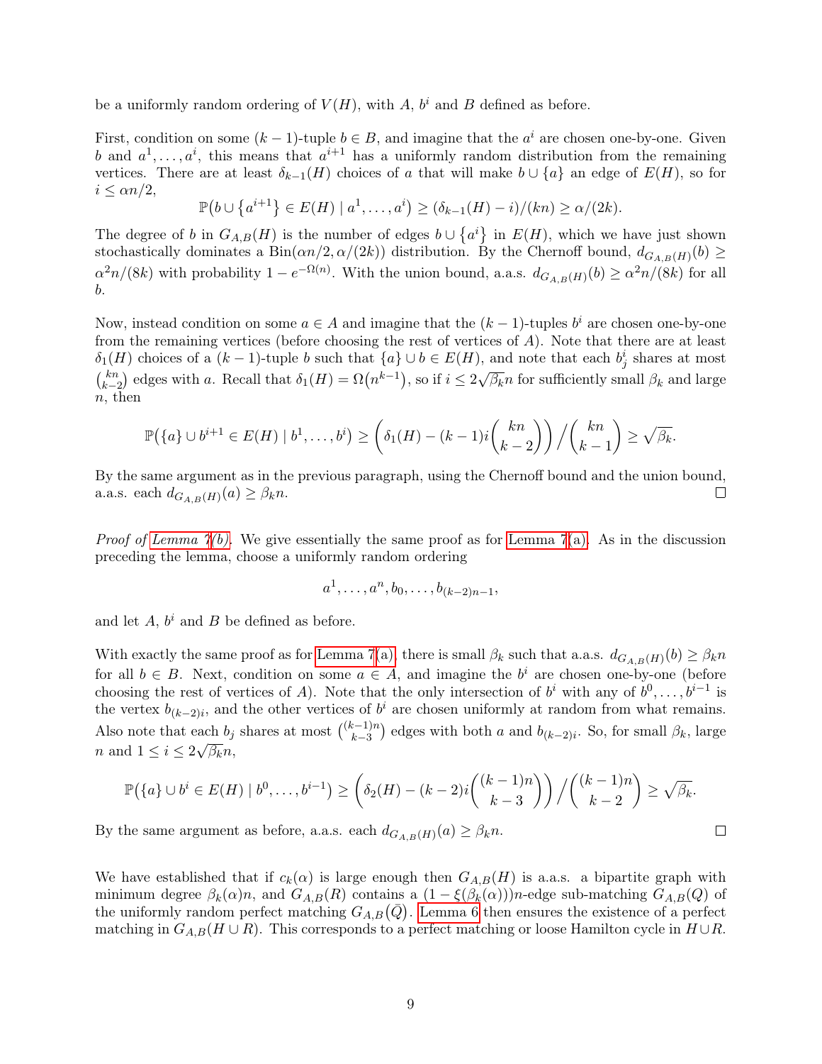be a uniformly random ordering of $V(H)$, with $A$, $b^i$ and $B$ defined as before.

First, condition on some $(k-1)$-tuple $b \in B$, and imagine that the $a^i$ are chosen one-by-one. Given $b$ and $a^1, \dots, a^i$, this means that $a^{i+1}$ has a uniformly random distribution from the remaining vertices. There are at least $\delta_{k-1}(H)$ choices of $a$ that will make $b \cup \{a\}$ an edge of $E(H)$, so for $i \le \alpha n/2$,

$$\mathbb{P}\big(b \cup \{a^{i+1}\} \in E(H) \mid a^1, \dots, a^i\big) \ge (\delta_{k-1}(H) - i)/(kn) \ge \alpha/(2k).$$

The degree of $b$ in $G_{A,B}(H)$ is the number of edges $b \cup \{a^i\}$ in $E(H)$, which we have just shown stochastically dominates a $\mathrm{Bin}(\alpha n/2, \alpha/(2k))$ distribution. By the Chernoff bound, $d_{G_{A,B}(H)}(b) \ge \alpha^2 n/(8k)$ with probability $1 - e^{-\Omega(n)}$. With the union bound, a.a.s. $d_{G_{A,B}(H)}(b) \ge \alpha^2 n/(8k)$ for all $b$.

Now, instead condition on some $a \in A$ and imagine that the $(k-1)$-tuples $b^i$ are chosen one-by-one from the remaining vertices (before choosing the rest of vertices of $A$). Note that there are at least $\delta_1(H)$ choices of a $(k-1)$-tuple $b$ such that $\{a\} \cup b \in E(H)$, and note that each $b^i_j$ shares at most $\binom{kn}{k-2}$ edges with $a$. Recall that $\delta_1(H) = \Omega(n^{k-1})$, so if $i \le 2\sqrt{\beta_k} n$ for sufficiently small $\beta_k$ and large $n$, then

$$\mathbb{P}\big(\{a\} \cup b^{i+1} \in E(H) \mid b^1, \dots, b^i\big) \ge \left(\delta_1(H) - (k-1)i\binom{kn}{k-2}\right) \Big/ \binom{kn}{k-1} \ge \sqrt{\beta_k}.$$

By the same argument as in the previous paragraph, using the Chernoff bound and the union bound, a.a.s. each $d_{G_{A,B}(H)}(a) \ge \beta_k n$. $\square$

*Proof of Lemma 7(b).* We give essentially the same proof as for Lemma 7(a). As in the discussion preceding the lemma, choose a uniformly random ordering

$$a^1, \dots, a^n, b_0, \dots, b_{(k-2)n-1},$$

and let $A$, $b^i$ and $B$ be defined as before.

With exactly the same proof as for Lemma 7(a), there is small $\beta_k$ such that a.a.s. $d_{G_{A,B}(H)}(b) \ge \beta_k n$ for all $b \in B$. Next, condition on some $a \in A$, and imagine the $b^i$ are chosen one-by-one (before choosing the rest of vertices of $A$). Note that the only intersection of $b^i$ with any of $b^0, \dots, b^{i-1}$ is the vertex $b_{(k-2)i}$, and the other vertices of $b^i$ are chosen uniformly at random from what remains. Also note that each $b_j$ shares at most $\binom{(k-1)n}{k-3}$ edges with both $a$ and $b_{(k-2)i}$. So, for small $\beta_k$, large $n$ and $1 \le i \le 2\sqrt{\beta_k} n$,

$$\mathbb{P}\big(\{a\} \cup b^i \in E(H) \mid b^0, \dots, b^{i-1}\big) \ge \left(\delta_2(H) - (k-2)i\binom{(k-1)n}{k-3}\right) \Big/ \binom{(k-1)n}{k-2} \ge \sqrt{\beta_k}.$$

By the same argument as before, a.a.s. each $d_{G_{A,B}(H)}(a) \ge \beta_k n$. $\square$

We have established that if $c_k(\alpha)$ is large enough then $G_{A,B}(H)$ is a.a.s. a bipartite graph with minimum degree $\beta_k(\alpha)n$, and $G_{A,B}(R)$ contains a $(1 - \xi(\beta_k(\alpha)))n$-edge sub-matching $G_{A,B}(Q)$ of the uniformly random perfect matching $G_{A,B}(\bar{Q})$. Lemma 6 then ensures the existence of a perfect matching in $G_{A,B}(H \cup R)$. This corresponds to a perfect matching or loose Hamilton cycle in $H \cup R$.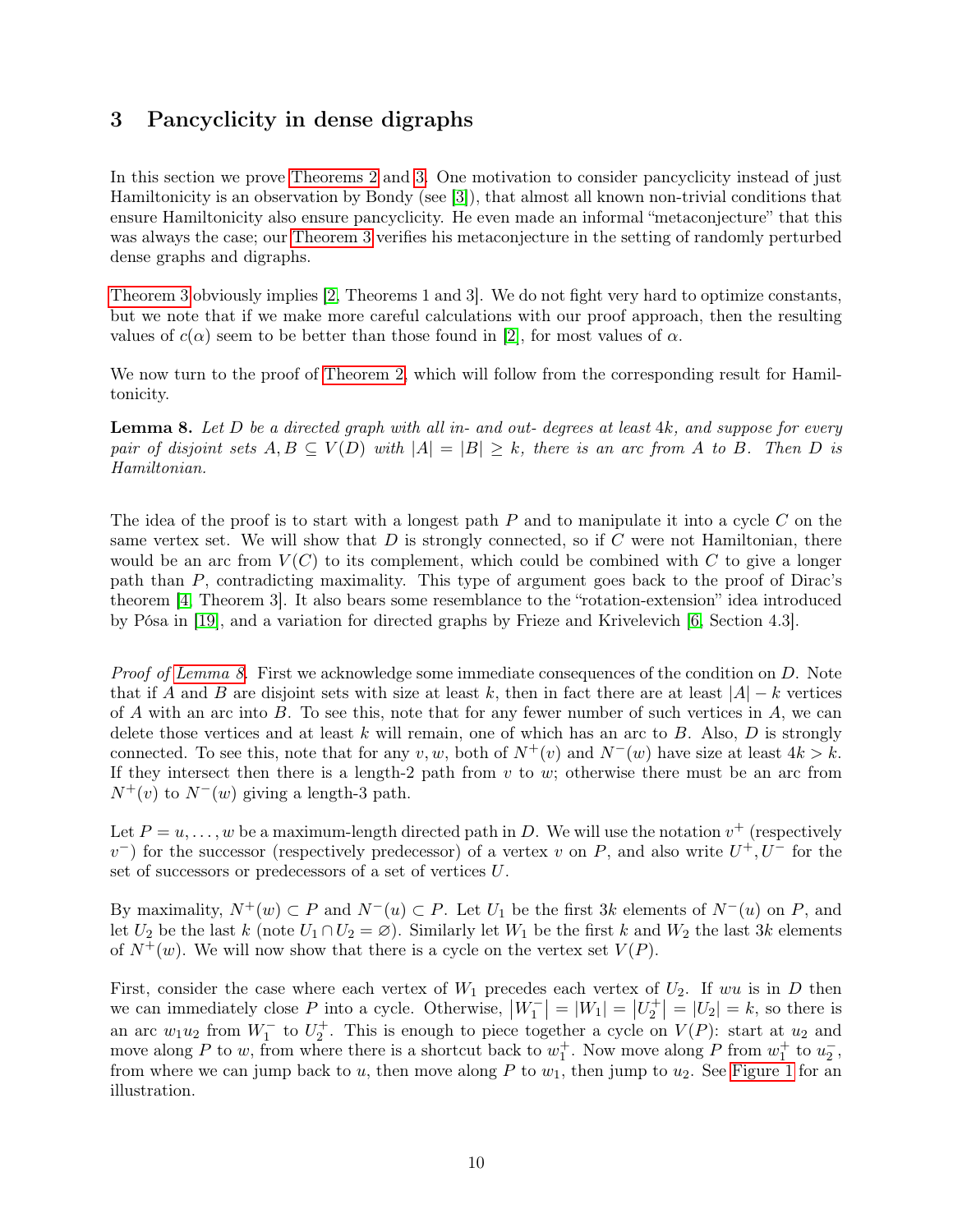# 3 Pancyclicity in dense digraphs

In this section we prove Theorems 2 and 3. One motivation to consider pancyclicity instead of just Hamiltonicity is an observation by Bondy (see [3]), that almost all known non-trivial conditions that ensure Hamiltonicity also ensure pancyclicity. He even made an informal "metaconjecture" that this was always the case; our Theorem 3 verifies his metaconjecture in the setting of randomly perturbed dense graphs and digraphs.

Theorem 3 obviously implies [2, Theorems 1 and 3]. We do not fight very hard to optimize constants, but we note that if we make more careful calculations with our proof approach, then the resulting values of $c(\alpha)$ seem to be better than those found in [2], for most values of $\alpha$.

We now turn to the proof of Theorem 2, which will follow from the corresponding result for Hamiltonicity.

**Lemma 8.** *Let $D$ be a directed graph with all in- and out- degrees at least $4k$, and suppose for every pair of disjoint sets $A, B \subseteq V(D)$ with $|A| = |B| \geq k$, there is an arc from $A$ to $B$. Then $D$ is Hamiltonian.*

The idea of the proof is to start with a longest path $P$ and to manipulate it into a cycle $C$ on the same vertex set. We will show that $D$ is strongly connected, so if $C$ were not Hamiltonian, there would be an arc from $V(C)$ to its complement, which could be combined with $C$ to give a longer path than $P$, contradicting maximality. This type of argument goes back to the proof of Dirac's theorem [4, Theorem 3]. It also bears some resemblance to the "rotation-extension" idea introduced by Pósa in [19], and a variation for directed graphs by Frieze and Krivelevich [6, Section 4.3].

*Proof of Lemma 8.* First we acknowledge some immediate consequences of the condition on $D$. Note that if $A$ and $B$ are disjoint sets with size at least $k$, then in fact there are at least $|A| - k$ vertices of $A$ with an arc into $B$. To see this, note that for any fewer number of such vertices in $A$, we can delete those vertices and at least $k$ will remain, one of which has an arc to $B$. Also, $D$ is strongly connected. To see this, note that for any $v, w$, both of $N^+(v)$ and $N^-(w)$ have size at least $4k > k$. If they intersect then there is a length-2 path from $v$ to $w$; otherwise there must be an arc from $N^+(v)$ to $N^-(w)$ giving a length-3 path.

Let $P = u, \ldots, w$ be a maximum-length directed path in $D$. We will use the notation $v^+$ (respectively $v^-$) for the successor (respectively predecessor) of a vertex $v$ on $P$, and also write $U^+, U^-$ for the set of successors or predecessors of a set of vertices $U$.

By maximality, $N^+(w) \subset P$ and $N^-(u) \subset P$. Let $U_1$ be the first $3k$ elements of $N^-(u)$ on $P$, and let $U_2$ be the last $k$ (note $U_1 \cap U_2 = \varnothing$). Similarly let $W_1$ be the first $k$ and $W_2$ the last $3k$ elements of $N^+(w)$. We will now show that there is a cycle on the vertex set $V(P)$.

First, consider the case where each vertex of $W_1$ precedes each vertex of $U_2$. If $wu$ is in $D$ then we can immediately close $P$ into a cycle. Otherwise, $|W_1^-| = |W_1| = |U_2^+| = |U_2| = k$, so there is an arc $w_1 u_2$ from $W_1^-$ to $U_2^+$. This is enough to piece together a cycle on $V(P)$: start at $u_2$ and move along $P$ to $w$, from where there is a shortcut back to $w_1^+$. Now move along $P$ from $w_1^+$ to $u_2^-$, from where we can jump back to $u$, then move along $P$ to $w_1$, then jump to $u_2$. See Figure 1 for an illustration.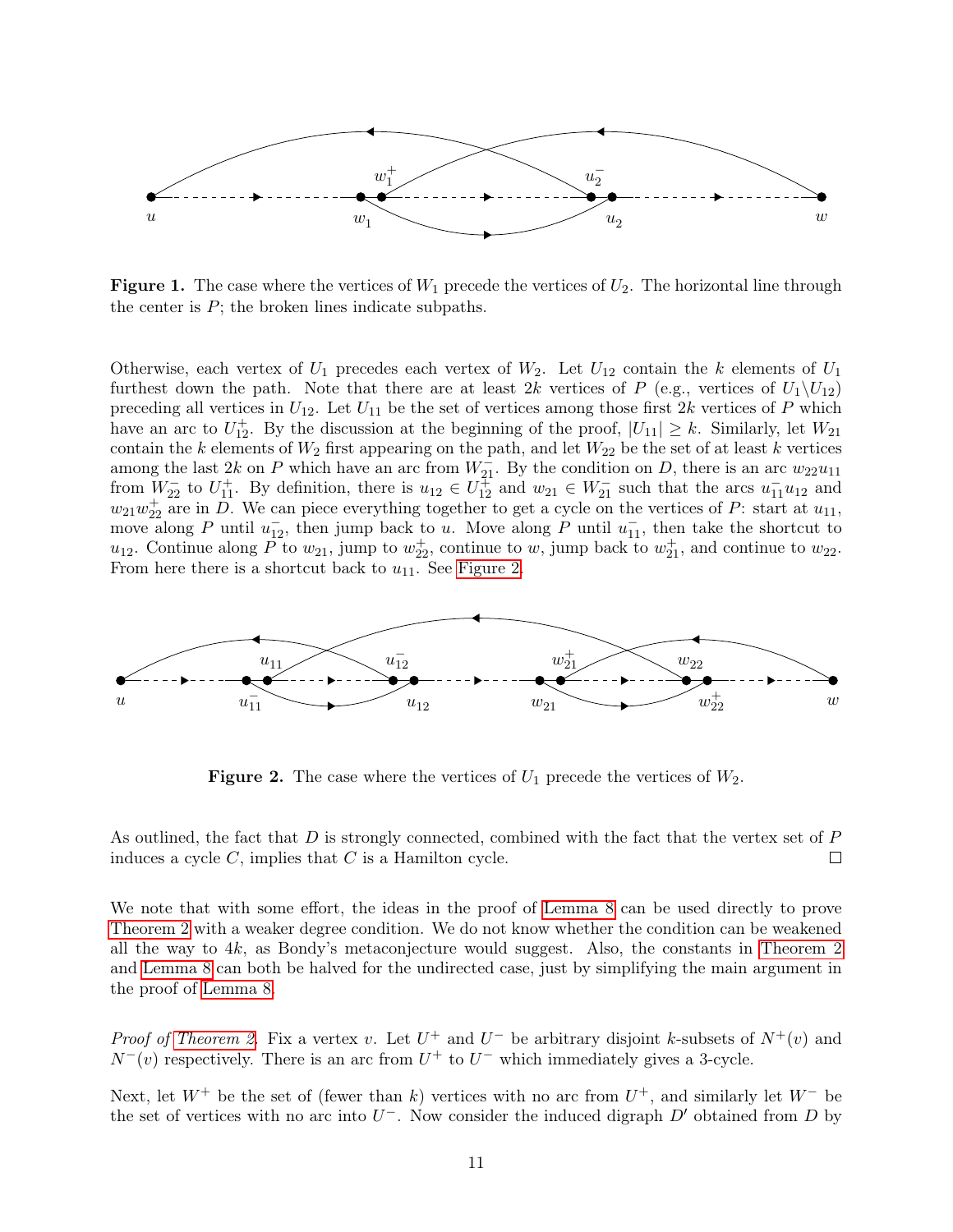**Figure 1.** The case where the vertices of $W_1$ precede the vertices of $U_2$. The horizontal line through the center is $P$; the broken lines indicate subpaths.

Otherwise, each vertex of $U_1$ precedes each vertex of $W_2$. Let $U_{12}$ contain the $k$ elements of $U_1$ furthest down the path. Note that there are at least $2k$ vertices of $P$ (e.g., vertices of $U_1 \backslash U_{12}$) preceding all vertices in $U_{12}$. Let $U_{11}$ be the set of vertices among those first $2k$ vertices of $P$ which have an arc to $U_{12}^+$. By the discussion at the beginning of the proof, $|U_{11}| \geq k$. Similarly, let $W_{21}$ contain the $k$ elements of $W_2$ first appearing on the path, and let $W_{22}$ be the set of at least $k$ vertices among the last $2k$ on $P$ which have an arc from $W_{21}^-$. By the condition on $D$, there is an arc $w_{22}u_{11}$ from $W_{22}^-$ to $U_{11}^+$. By definition, there is $u_{12} \in U_{12}^+$ and $w_{21} \in W_{21}^-$ such that the arcs $u_{11}^- u_{12}$ and $w_{21}w_{22}^+$ are in $D$. We can piece everything together to get a cycle on the vertices of $P$: start at $u_{11}$, move along $P$ until $u_{12}^-$, then jump back to $u$. Move along $P$ until $u_{11}^-$, then take the shortcut to $u_{12}$. Continue along $P$ to $w_{21}$, jump to $w_{22}^+$, continue to $w$, jump back to $w_{21}^+$, and continue to $w_{22}$. From here there is a shortcut back to $u_{11}$. See Figure 2.

**Figure 2.** The case where the vertices of $U_1$ precede the vertices of $W_2$.

As outlined, the fact that $D$ is strongly connected, combined with the fact that the vertex set of $P$ induces a cycle $C$, implies that $C$ is a Hamilton cycle. □

We note that with some effort, the ideas in the proof of Lemma 8 can be used directly to prove Theorem 2 with a weaker degree condition. We do not know whether the condition can be weakened all the way to $4k$, as Bondy's metaconjecture would suggest. Also, the constants in Theorem 2 and Lemma 8 can both be halved for the undirected case, just by simplifying the main argument in the proof of Lemma 8.

*Proof of Theorem 2.* Fix a vertex $v$. Let $U^+$ and $U^-$ be arbitrary disjoint $k$-subsets of $N^+(v)$ and $N^-(v)$ respectively. There is an arc from $U^+$ to $U^-$ which immediately gives a 3-cycle.

Next, let $W^+$ be the set of (fewer than $k$) vertices with no arc from $U^+$, and similarly let $W^-$ be the set of vertices with no arc into $U^-$. Now consider the induced digraph $D'$ obtained from $D$ by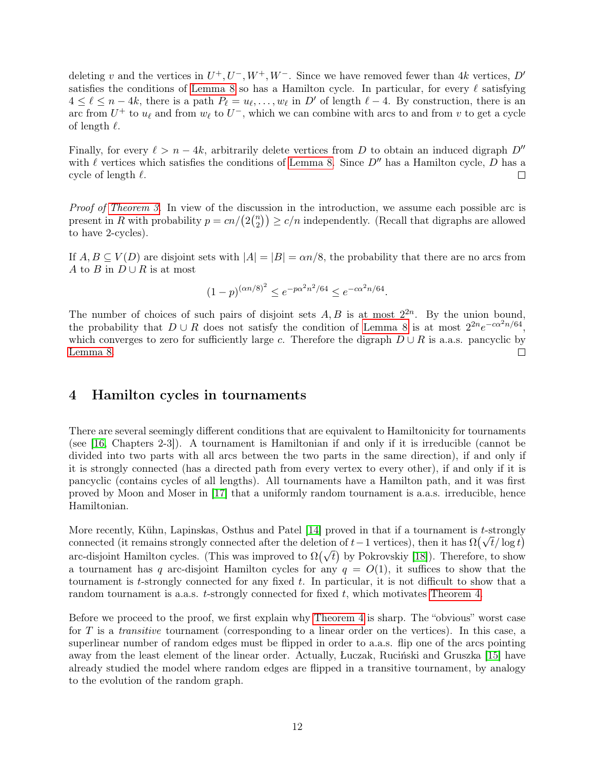deleting $v$ and the vertices in $U^+, U^-, W^+, W^-$. Since we have removed fewer than $4k$ vertices, $D'$ satisfies the conditions of Lemma 8 so has a Hamilton cycle. In particular, for every $\ell$ satisfying $4 \le \ell \le n - 4k$, there is a path $P_\ell = u_\ell, \dots, w_\ell$ in $D'$ of length $\ell - 4$. By construction, there is an arc from $U^+$ to $u_\ell$ and from $w_\ell$ to $U^-$, which we can combine with arcs to and from $v$ to get a cycle of length $\ell$.

Finally, for every $\ell > n - 4k$, arbitrarily delete vertices from $D$ to obtain an induced digraph $D''$ with $\ell$ vertices which satisfies the conditions of Lemma 8. Since $D''$ has a Hamilton cycle, $D$ has a cycle of length $\ell$. □

*Proof of Theorem 3.* In view of the discussion in the introduction, we assume each possible arc is present in $R$ with probability $p = cn/\left(2\binom{n}{2}\right) \ge c/n$ independently. (Recall that digraphs are allowed to have 2-cycles).

If $A, B \subseteq V(D)$ are disjoint sets with $|A| = |B| = \alpha n/8$, the probability that there are no arcs from $A$ to $B$ in $D \cup R$ is at most

$$(1-p)^{(\alpha n/8)^2} \le e^{-p\alpha^2 n^2/64} \le e^{-c\alpha^2 n/64}.$$

The number of choices of such pairs of disjoint sets $A, B$ is at most $2^{2n}$. By the union bound, the probability that $D \cup R$ does not satisfy the condition of Lemma 8 is at most $2^{2n} e^{-c\alpha^2 n/64}$, which converges to zero for sufficiently large $c$. Therefore the digraph $D \cup R$ is a.a.s. pancyclic by Lemma 8. □

## 4 Hamilton cycles in tournaments

There are several seemingly different conditions that are equivalent to Hamiltonicity for tournaments (see [16, Chapters 2-3]). A tournament is Hamiltonian if and only if it is irreducible (cannot be divided into two parts with all arcs between the two parts in the same direction), if and only if it is strongly connected (has a directed path from every vertex to every other), if and only if it is pancyclic (contains cycles of all lengths). All tournaments have a Hamilton path, and it was first proved by Moon and Moser in [17] that a uniformly random tournament is a.a.s. irreducible, hence Hamiltonian.

More recently, Kühn, Lapinskas, Osthus and Patel [14] proved in that if a tournament is $t$-strongly connected (it remains strongly connected after the deletion of $t-1$ vertices), then it has $\Omega\left(\sqrt{t}/\log t\right)$ arc-disjoint Hamilton cycles. (This was improved to $\Omega\left(\sqrt{t}\right)$ by Pokrovskiy [18]). Therefore, to show a tournament has $q$ arc-disjoint Hamilton cycles for any $q = O(1)$, it suffices to show that the tournament is $t$-strongly connected for any fixed $t$. In particular, it is not difficult to show that a random tournament is a.a.s. $t$-strongly connected for fixed $t$, which motivates Theorem 4.

Before we proceed to the proof, we first explain why Theorem 4 is sharp. The "obvious" worst case for $T$ is a *transitive* tournament (corresponding to a linear order on the vertices). In this case, a superlinear number of random edges must be flipped in order to a.a.s. flip one of the arcs pointing away from the least element of the linear order. Actually, Łuczak, Ruciński and Gruszka [15] have already studied the model where random edges are flipped in a transitive tournament, by analogy to the evolution of the random graph.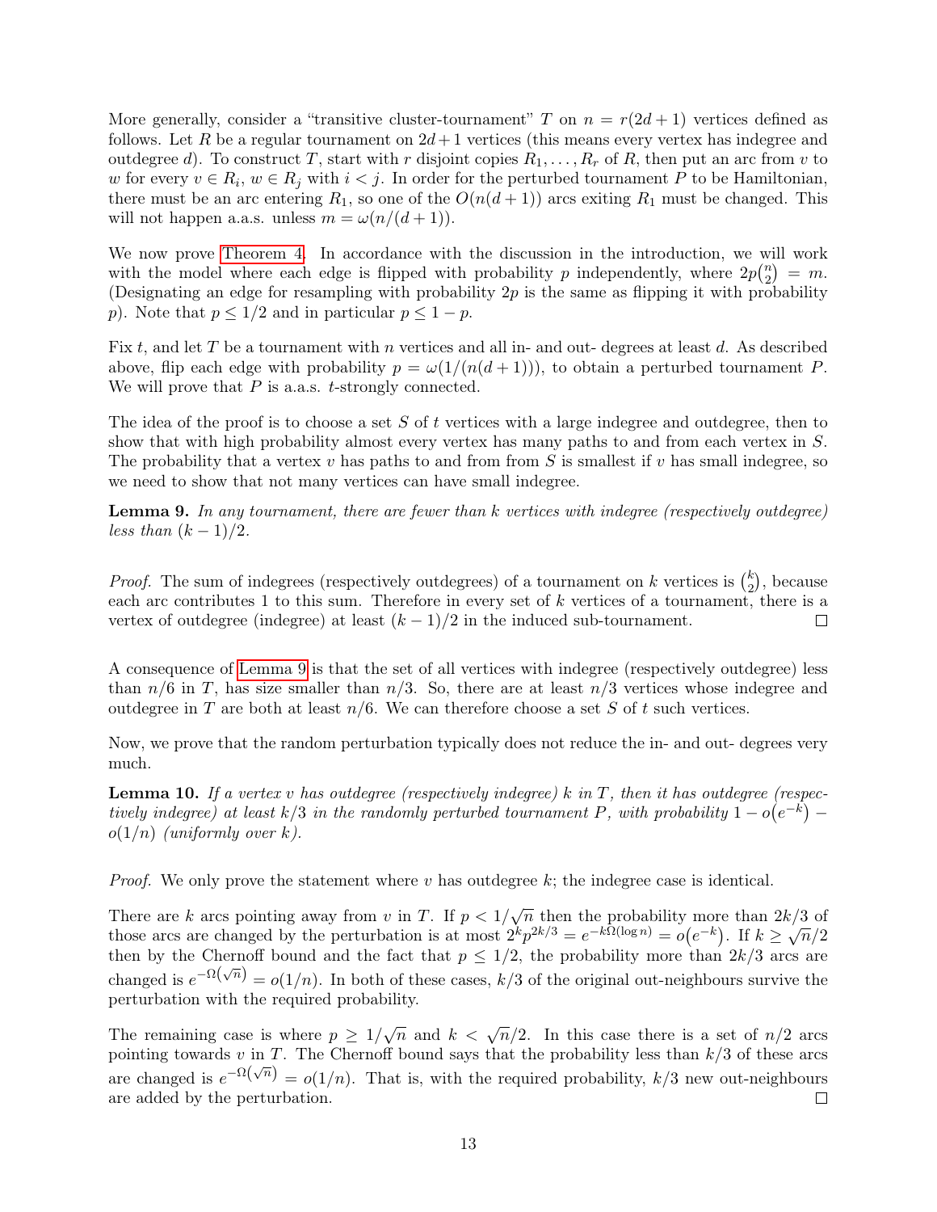More generally, consider a "transitive cluster-tournament" $T$ on $n = r(2d+1)$ vertices defined as follows. Let $R$ be a regular tournament on $2d+1$ vertices (this means every vertex has indegree and outdegree $d$). To construct $T$, start with $r$ disjoint copies $R_1, \dots, R_r$ of $R$, then put an arc from $v$ to $w$ for every $v \in R_i$, $w \in R_j$ with $i < j$. In order for the perturbed tournament $P$ to be Hamiltonian, there must be an arc entering $R_1$, so one of the $O(n(d+1))$ arcs exiting $R_1$ must be changed. This will not happen a.a.s. unless $m = \omega(n/(d+1))$.

We now prove Theorem 4. In accordance with the discussion in the introduction, we will work with the model where each edge is flipped with probability $p$ independently, where $2p\binom{n}{2} = m$. (Designating an edge for resampling with probability $2p$ is the same as flipping it with probability $p$). Note that $p \le 1/2$ and in particular $p \le 1 - p$.

Fix $t$, and let $T$ be a tournament with $n$ vertices and all in- and out- degrees at least $d$. As described above, flip each edge with probability $p = \omega(1/(n(d+1)))$, to obtain a perturbed tournament $P$. We will prove that $P$ is a.a.s. $t$-strongly connected.

The idea of the proof is to choose a set $S$ of $t$ vertices with a large indegree and outdegree, then to show that with high probability almost every vertex has many paths to and from each vertex in $S$. The probability that a vertex $v$ has paths to and from from $S$ is smallest if $v$ has small indegree, so we need to show that not many vertices can have small indegree.

**Lemma 9.** *In any tournament, there are fewer than $k$ vertices with indegree (respectively outdegree) less than $(k-1)/2$.*

*Proof.* The sum of indegrees (respectively outdegrees) of a tournament on $k$ vertices is $\binom{k}{2}$, because each arc contributes 1 to this sum. Therefore in every set of $k$ vertices of a tournament, there is a vertex of outdegree (indegree) at least $(k-1)/2$ in the induced sub-tournament. □

A consequence of Lemma 9 is that the set of all vertices with indegree (respectively outdegree) less than $n/6$ in $T$, has size smaller than $n/3$. So, there are at least $n/3$ vertices whose indegree and outdegree in $T$ are both at least $n/6$. We can therefore choose a set $S$ of $t$ such vertices.

Now, we prove that the random perturbation typically does not reduce the in- and out- degrees very much.

**Lemma 10.** *If a vertex $v$ has outdegree (respectively indegree) $k$ in $T$, then it has outdegree (respectively indegree) at least $k/3$ in the randomly perturbed tournament $P$, with probability $1 - o(e^{-k}) - o(1/n)$ (uniformly over $k$).*

*Proof.* We only prove the statement where $v$ has outdegree $k$; the indegree case is identical.

There are $k$ arcs pointing away from $v$ in $T$. If $p < 1/\sqrt{n}$ then the probability more than $2k/3$ of those arcs are changed by the perturbation is at most $2^k p^{2k/3} = e^{-k\Omega(\log n)} = o(e^{-k})$. If $k \ge \sqrt{n}/2$ then by the Chernoff bound and the fact that $p \le 1/2$, the probability more than $2k/3$ arcs are changed is $e^{-\Omega(\sqrt{n})} = o(1/n)$. In both of these cases, $k/3$ of the original out-neighbours survive the perturbation with the required probability.

The remaining case is where $p \ge 1/\sqrt{n}$ and $k < \sqrt{n}/2$. In this case there is a set of $n/2$ arcs pointing towards $v$ in $T$. The Chernoff bound says that the probability less than $k/3$ of these arcs are changed is $e^{-\Omega(\sqrt{n})} = o(1/n)$. That is, with the required probability, $k/3$ new out-neighbours are added by the perturbation. □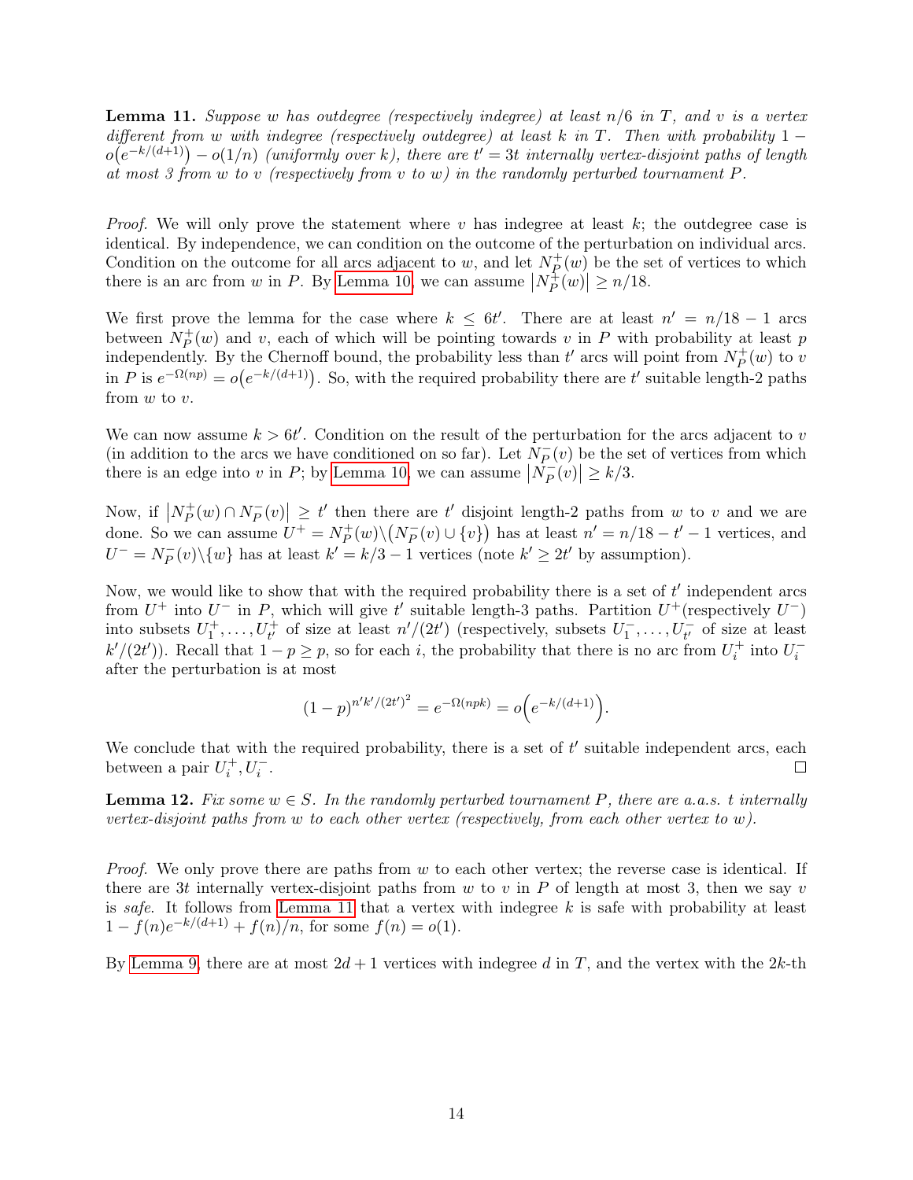**Lemma 11.** *Suppose $w$ has outdegree (respectively indegree) at least $n/6$ in $T$, and $v$ is a vertex different from $w$ with indegree (respectively outdegree) at least $k$ in $T$. Then with probability $1 - o\big(e^{-k/(d+1)}\big) - o(1/n)$ (uniformly over $k$), there are $t' = 3t$ internally vertex-disjoint paths of length at most 3 from $w$ to $v$ (respectively from $v$ to $w$) in the randomly perturbed tournament $P$.*

*Proof.* We will only prove the statement where $v$ has indegree at least $k$; the outdegree case is identical. By independence, we can condition on the outcome of the perturbation on individual arcs. Condition on the outcome for all arcs adjacent to $w$, and let $N_P^+(w)$ be the set of vertices to which there is an arc from $w$ in $P$. By Lemma 10, we can assume $\left|N_P^+(w)\right| \geq n/18$.

We first prove the lemma for the case where $k \leq 6t'$. There are at least $n' = n/18 - 1$ arcs between $N_P^+(w)$ and $v$, each of which will be pointing towards $v$ in $P$ with probability at least $p$ independently. By the Chernoff bound, the probability less than $t'$ arcs will point from $N_P^+(w)$ to $v$ in $P$ is $e^{-\Omega(np)} = o\big(e^{-k/(d+1)}\big)$. So, with the required probability there are $t'$ suitable length-2 paths from $w$ to $v$.

We can now assume $k > 6t'$. Condition on the result of the perturbation for the arcs adjacent to $v$ (in addition to the arcs we have conditioned on so far). Let $N_P^-(v)$ be the set of vertices from which there is an edge into $v$ in $P$; by Lemma 10, we can assume $\left|N_P^-(v)\right| \geq k/3$.

Now, if $\left|N_P^+(w) \cap N_P^-(v)\right| \geq t'$ then there are $t'$ disjoint length-2 paths from $w$ to $v$ and we are done. So we can assume $U^+ = N_P^+(w) \backslash \big(N_P^-(v) \cup \{v\}\big)$ has at least $n' = n/18 - t' - 1$ vertices, and $U^- = N_P^-(v) \backslash \{w\}$ has at least $k' = k/3 - 1$ vertices (note $k' \geq 2t'$ by assumption).

Now, we would like to show that with the required probability there is a set of $t'$ independent arcs from $U^+$ into $U^-$ in $P$, which will give $t'$ suitable length-3 paths. Partition $U^+$(respectively $U^-$) into subsets $U_1^+, \ldots, U_{t'}^+$ of size at least $n'/(2t')$ (respectively, subsets $U_1^-, \ldots, U_{t'}^-$ of size at least $k'/(2t')$). Recall that $1 - p \geq p$, so for each $i$, the probability that there is no arc from $U_i^+$ into $U_i^-$ after the perturbation is at most

$$(1-p)^{n'k'/(2t')^2} = e^{-\Omega(npk)} = o\Big(e^{-k/(d+1)}\Big).$$

We conclude that with the required probability, there is a set of $t'$ suitable independent arcs, each between a pair $U_i^+, U_i^-$. □

**Lemma 12.** *Fix some $w \in S$. In the randomly perturbed tournament $P$, there are a.a.s. $t$ internally vertex-disjoint paths from $w$ to each other vertex (respectively, from each other vertex to $w$).*

*Proof.* We only prove there are paths from $w$ to each other vertex; the reverse case is identical. If there are $3t$ internally vertex-disjoint paths from $w$ to $v$ in $P$ of length at most 3, then we say $v$ is *safe*. It follows from Lemma 11 that a vertex with indegree $k$ is safe with probability at least $1 - f(n)e^{-k/(d+1)} + f(n)/n$, for some $f(n) = o(1)$.

By Lemma 9, there are at most $2d + 1$ vertices with indegree $d$ in $T$, and the vertex with the $2k$-th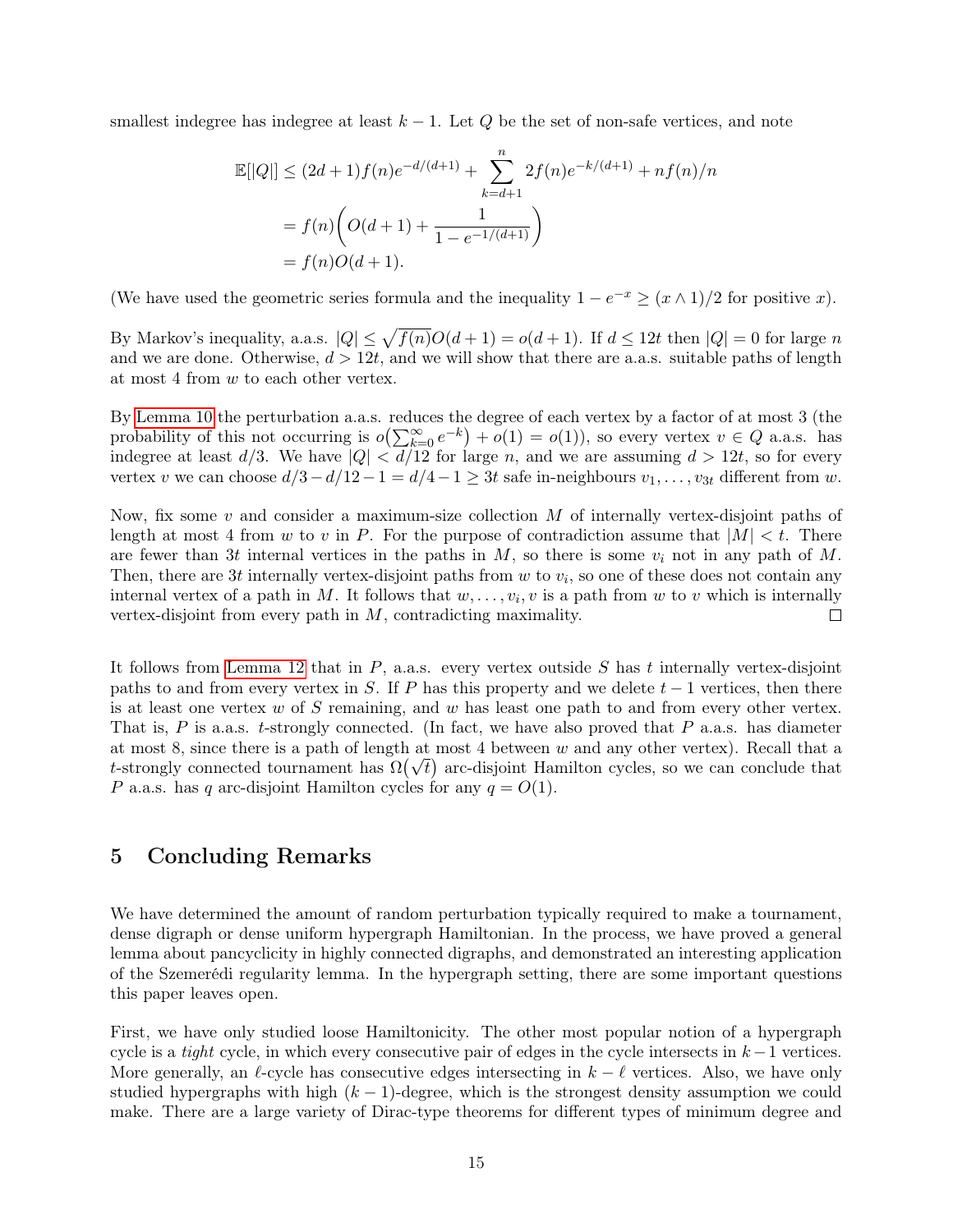smallest indegree has indegree at least $k-1$. Let $Q$ be the set of non-safe vertices, and note

$$
\begin{aligned}
\mathbb{E}[|Q|] &\le (2d+1)f(n)e^{-d/(d+1)} + \sum_{k=d+1}^{n} 2f(n)e^{-k/(d+1)} + nf(n)/n \\
&= f(n)\bigg(O(d+1) + \frac{1}{1-e^{-1/(d+1)}}\bigg) \\
&= f(n)O(d+1).
\end{aligned}
$$

(We have used the geometric series formula and the inequality $1-e^{-x} \ge (x \wedge 1)/2$ for positive $x$).

By Markov's inequality, a.a.s. $|Q| \le \sqrt{f(n)}O(d+1) = o(d+1)$. If $d \le 12t$ then $|Q| = 0$ for large $n$ and we are done. Otherwise, $d > 12t$, and we will show that there are a.a.s. suitable paths of length at most 4 from $w$ to each other vertex.

By Lemma 10 the perturbation a.a.s. reduces the degree of each vertex by a factor of at most 3 (the probability of this not occurring is $o\big(\sum_{k=0}^{\infty} e^{-k}\big) + o(1) = o(1)$), so every vertex $v \in Q$ a.a.s. has indegree at least $d/3$. We have $|Q| < d/12$ for large $n$, and we are assuming $d > 12t$, so for every vertex $v$ we can choose $d/3 - d/12 - 1 = d/4 - 1 \ge 3t$ safe in-neighbours $v_1, \dots, v_{3t}$ different from $w$.

Now, fix some $v$ and consider a maximum-size collection $M$ of internally vertex-disjoint paths of length at most 4 from $w$ to $v$ in $P$. For the purpose of contradiction assume that $|M| < t$. There are fewer than $3t$ internal vertices in the paths in $M$, so there is some $v_i$ not in any path of $M$. Then, there are $3t$ internally vertex-disjoint paths from $w$ to $v_i$, so one of these does not contain any internal vertex of a path in $M$. It follows that $w, \dots, v_i, v$ is a path from $w$ to $v$ which is internally vertex-disjoint from every path in $M$, contradicting maximality. □

It follows from Lemma 12 that in $P$, a.a.s. every vertex outside $S$ has $t$ internally vertex-disjoint paths to and from every vertex in $S$. If $P$ has this property and we delete $t-1$ vertices, then there is at least one vertex $w$ of $S$ remaining, and $w$ has least one path to and from every other vertex. That is, $P$ is a.a.s. $t$-strongly connected. (In fact, we have also proved that $P$ a.a.s. has diameter at most 8, since there is a path of length at most 4 between $w$ and any other vertex). Recall that a $t$-strongly connected tournament has $\Omega\big(\sqrt{t}\big)$ arc-disjoint Hamilton cycles, so we can conclude that $P$ a.a.s. has $q$ arc-disjoint Hamilton cycles for any $q = O(1)$.

## 5 Concluding Remarks

We have determined the amount of random perturbation typically required to make a tournament, dense digraph or dense uniform hypergraph Hamiltonian. In the process, we have proved a general lemma about pancyclicity in highly connected digraphs, and demonstrated an interesting application of the Szemerédi regularity lemma. In the hypergraph setting, there are some important questions this paper leaves open.

First, we have only studied loose Hamiltonicity. The other most popular notion of a hypergraph cycle is a *tight* cycle, in which every consecutive pair of edges in the cycle intersects in $k-1$ vertices. More generally, an $\ell$-cycle has consecutive edges intersecting in $k-\ell$ vertices. Also, we have only studied hypergraphs with high $(k-1)$-degree, which is the strongest density assumption we could make. There are a large variety of Dirac-type theorems for different types of minimum degree and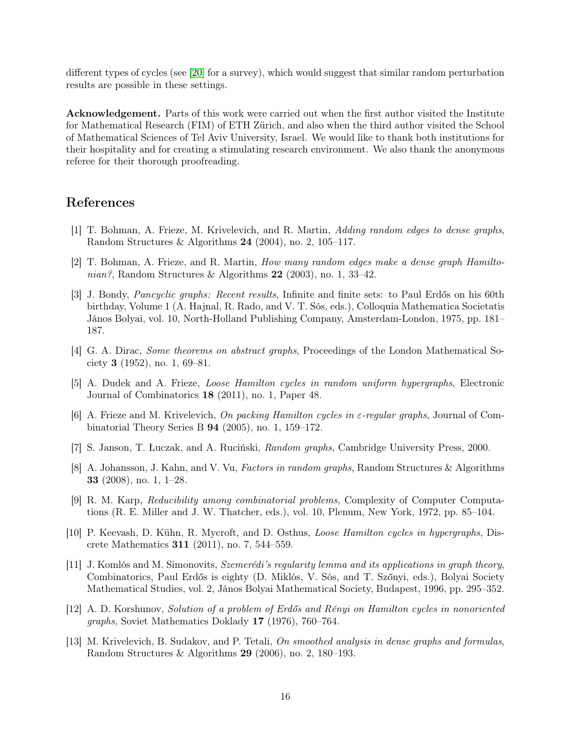different types of cycles (see [20] for a survey), which would suggest that similar random perturbation results are possible in these settings.

**Acknowledgement.** Parts of this work were carried out when the first author visited the Institute for Mathematical Research (FIM) of ETH Zürich, and also when the third author visited the School of Mathematical Sciences of Tel Aviv University, Israel. We would like to thank both institutions for their hospitality and for creating a stimulating research environment. We also thank the anonymous referee for their thorough proofreading.

# References

[1] T. Bohman, A. Frieze, M. Krivelevich, and R. Martin, *Adding random edges to dense graphs*, Random Structures & Algorithms **24** (2004), no. 2, 105–117.

[2] T. Bohman, A. Frieze, and R. Martin, *How many random edges make a dense graph Hamiltonian?*, Random Structures & Algorithms **22** (2003), no. 1, 33–42.

[3] J. Bondy, *Pancyclic graphs: Recent results*, Infinite and finite sets: to Paul Erdős on his 60th birthday, Volume 1 (A. Hajnal, R. Rado, and V. T. Sós, eds.), Colloquia Mathematica Societatis János Bolyai, vol. 10, North-Holland Publishing Company, Amsterdam-London, 1975, pp. 181–187.

[4] G. A. Dirac, *Some theorems on abstract graphs*, Proceedings of the London Mathematical Society **3** (1952), no. 1, 69–81.

[5] A. Dudek and A. Frieze, *Loose Hamilton cycles in random uniform hypergraphs*, Electronic Journal of Combinatorics **18** (2011), no. 1, Paper 48.

[6] A. Frieze and M. Krivelevich, *On packing Hamilton cycles in ε-regular graphs*, Journal of Combinatorial Theory Series B **94** (2005), no. 1, 159–172.

[7] S. Janson, T. Łuczak, and A. Ruciński, *Random graphs*, Cambridge University Press, 2000.

[8] A. Johansson, J. Kahn, and V. Vu, *Factors in random graphs*, Random Structures & Algorithms **33** (2008), no. 1, 1–28.

[9] R. M. Karp, *Reducibility among combinatorial problems*, Complexity of Computer Computations (R. E. Miller and J. W. Thatcher, eds.), vol. 10, Plenum, New York, 1972, pp. 85–104.

[10] P. Keevash, D. Kühn, R. Mycroft, and D. Osthus, *Loose Hamilton cycles in hypergraphs*, Discrete Mathematics **311** (2011), no. 7, 544–559.

[11] J. Komlós and M. Simonovits, *Szemerédi's regularity lemma and its applications in graph theory*, Combinatorics, Paul Erdős is eighty (D. Miklós, V. Sós, and T. Szőnyi, eds.), Bolyai Society Mathematical Studies, vol. 2, János Bolyai Mathematical Society, Budapest, 1996, pp. 295–352.

[12] A. D. Korshunov, *Solution of a problem of Erdős and Rényi on Hamilton cycles in nonoriented graphs*, Soviet Mathematics Doklady **17** (1976), 760–764.

[13] M. Krivelevich, B. Sudakov, and P. Tetali, *On smoothed analysis in dense graphs and formulas*, Random Structures & Algorithms **29** (2006), no. 2, 180–193.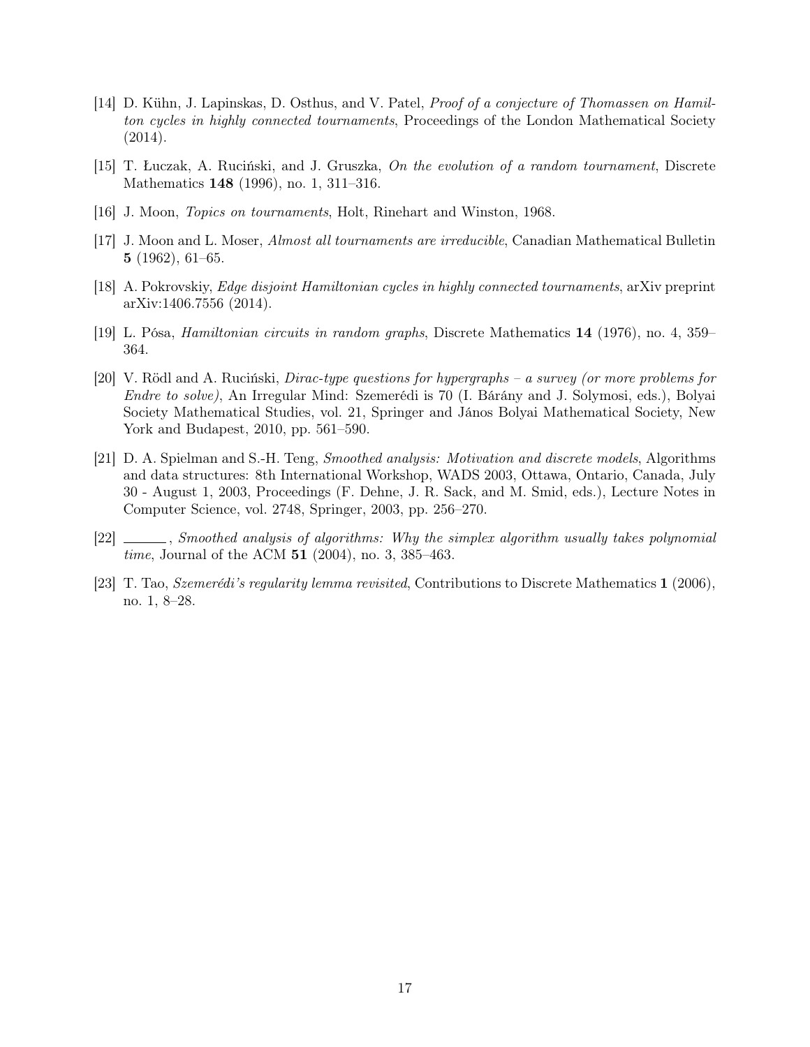[14] D. Kühn, J. Lapinskas, D. Osthus, and V. Patel, *Proof of a conjecture of Thomassen on Hamilton cycles in highly connected tournaments*, Proceedings of the London Mathematical Society (2014).

[15] T. Łuczak, A. Ruciński, and J. Gruszka, *On the evolution of a random tournament*, Discrete Mathematics **148** (1996), no. 1, 311–316.

[16] J. Moon, *Topics on tournaments*, Holt, Rinehart and Winston, 1968.

[17] J. Moon and L. Moser, *Almost all tournaments are irreducible*, Canadian Mathematical Bulletin **5** (1962), 61–65.

[18] A. Pokrovskiy, *Edge disjoint Hamiltonian cycles in highly connected tournaments*, arXiv preprint arXiv:1406.7556 (2014).

[19] L. Pósa, *Hamiltonian circuits in random graphs*, Discrete Mathematics **14** (1976), no. 4, 359–364.

[20] V. Rödl and A. Ruciński, *Dirac-type questions for hypergraphs – a survey (or more problems for Endre to solve)*, An Irregular Mind: Szemerédi is 70 (I. Bárány and J. Solymosi, eds.), Bolyai Society Mathematical Studies, vol. 21, Springer and János Bolyai Mathematical Society, New York and Budapest, 2010, pp. 561–590.

[21] D. A. Spielman and S.-H. Teng, *Smoothed analysis: Motivation and discrete models*, Algorithms and data structures: 8th International Workshop, WADS 2003, Ottawa, Ontario, Canada, July 30 - August 1, 2003, Proceedings (F. Dehne, J. R. Sack, and M. Smid, eds.), Lecture Notes in Computer Science, vol. 2748, Springer, 2003, pp. 256–270.

[22] ______, *Smoothed analysis of algorithms: Why the simplex algorithm usually takes polynomial time*, Journal of the ACM **51** (2004), no. 3, 385–463.

[23] T. Tao, *Szemerédi's regularity lemma revisited*, Contributions to Discrete Mathematics **1** (2006), no. 1, 8–28.